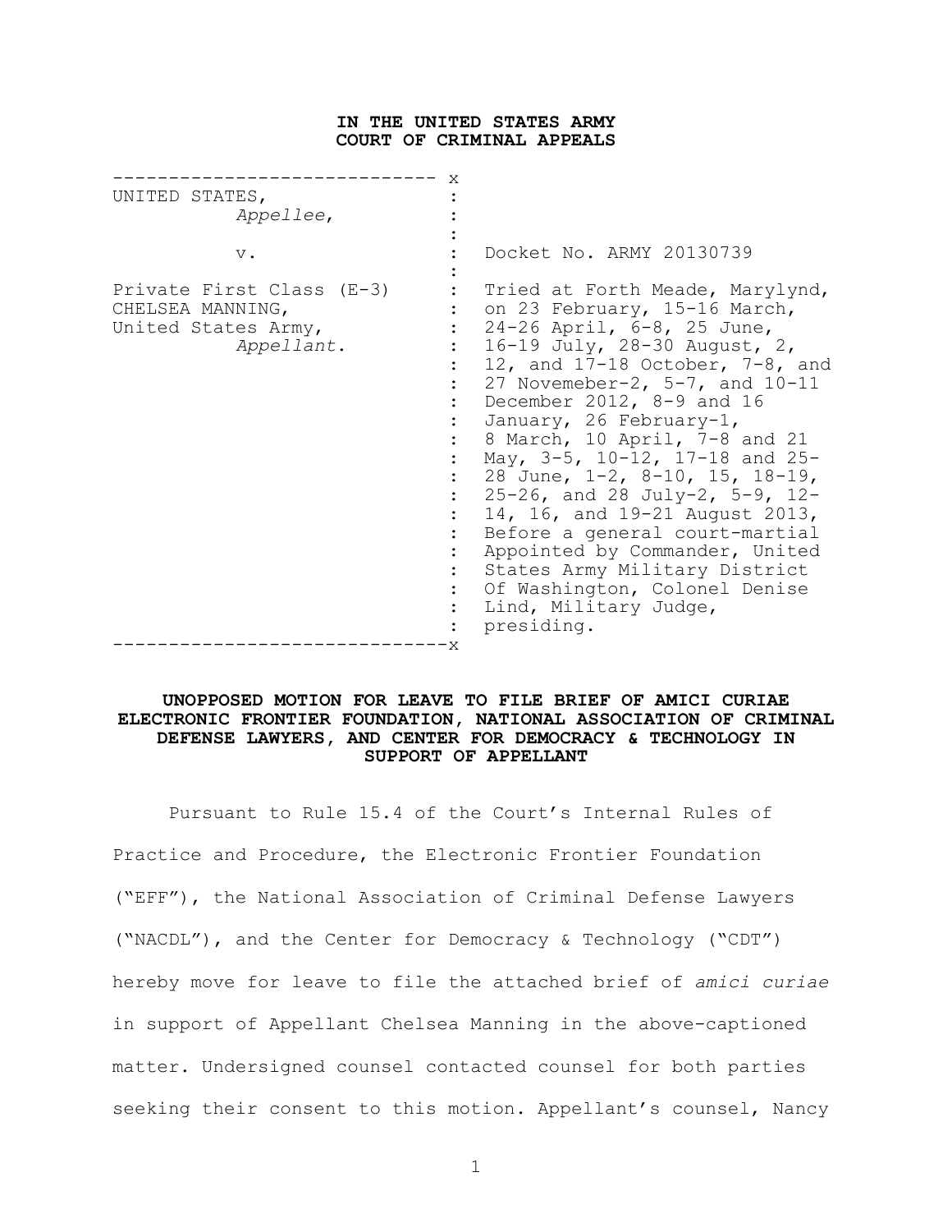**IN THE UNITED STATES ARMY COURT OF CRIMINAL APPEALS**

| | |
|---|---|
| UNITED STATES, *Appellee*, | |
| v. | Docket No. ARMY 20130739 |
| Private First Class (E-3) CHELSEA MANNING, United States Army, *Appellant*. | Tried at Forth Meade, Marylynd, on 23 February, 15-16 March, 24-26 April, 6-8, 25 June, 16-19 July, 28-30 August, 2, 12, and 17-18 October, 7-8, and 27 Novemeber-2, 5-7, and 10-11 December 2012, 8-9 and 16 January, 26 February-1, 8 March, 10 April, 7-8 and 21 May, 3-5, 10-12, 17-18 and 25-28 June, 1-2, 8-10, 15, 18-19, 25-26, and 28 July-2, 5-9, 12-14, 16, and 19-21 August 2013, Before a general court-martial Appointed by Commander, United States Army Military District Of Washington, Colonel Denise Lind, Military Judge, presiding. |

**UNOPPOSED MOTION FOR LEAVE TO FILE BRIEF OF AMICI CURIAE ELECTRONIC FRONTIER FOUNDATION, NATIONAL ASSOCIATION OF CRIMINAL DEFENSE LAWYERS, AND CENTER FOR DEMOCRACY & TECHNOLOGY IN SUPPORT OF APPELLANT**

Pursuant to Rule 15.4 of the Court's Internal Rules of Practice and Procedure, the Electronic Frontier Foundation ("EFF"), the National Association of Criminal Defense Lawyers ("NACDL"), and the Center for Democracy & Technology ("CDT") hereby move for leave to file the attached brief of *amici curiae* in support of Appellant Chelsea Manning in the above-captioned matter. Undersigned counsel contacted counsel for both parties seeking their consent to this motion. Appellant's counsel, Nancy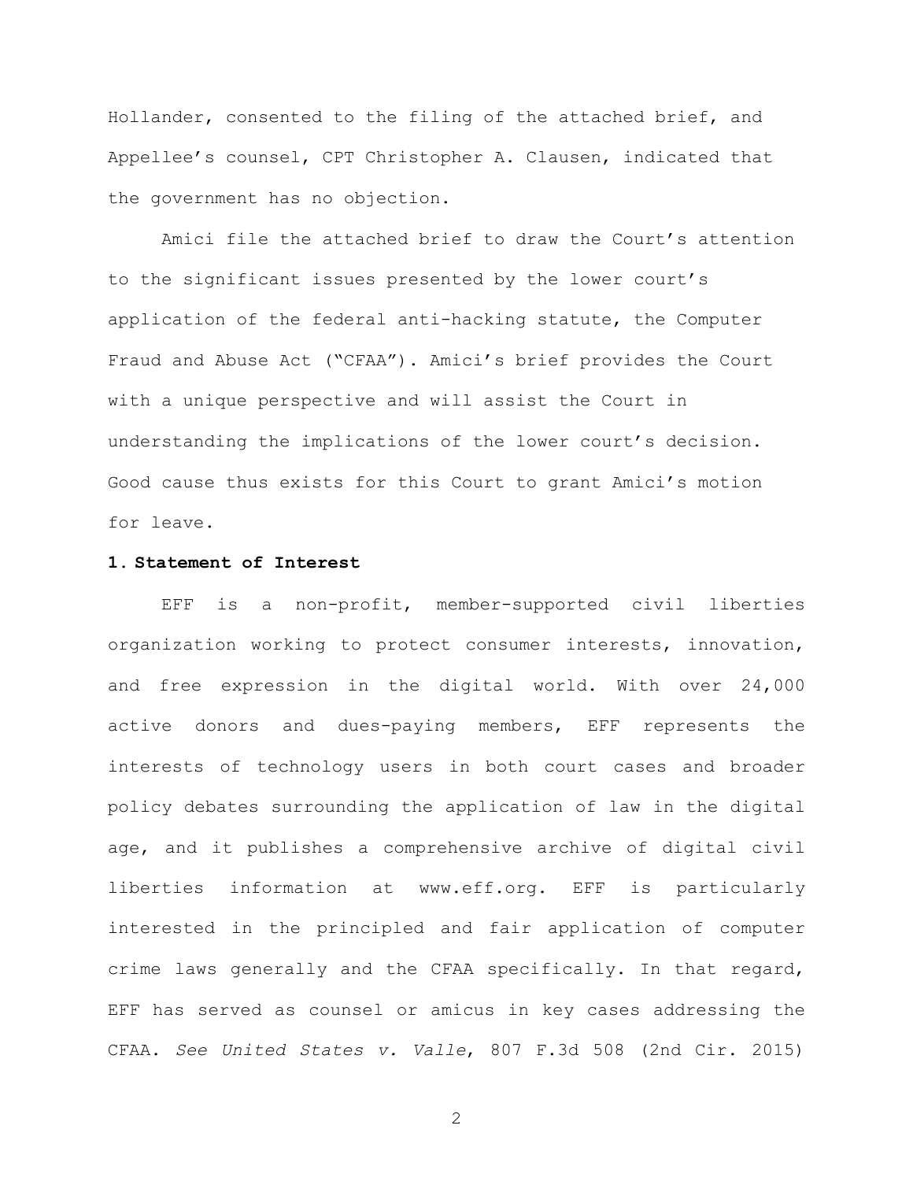Hollander, consented to the filing of the attached brief, and Appellee's counsel, CPT Christopher A. Clausen, indicated that the government has no objection.

Amici file the attached brief to draw the Court's attention to the significant issues presented by the lower court's application of the federal anti-hacking statute, the Computer Fraud and Abuse Act ("CFAA"). Amici's brief provides the Court with a unique perspective and will assist the Court in understanding the implications of the lower court's decision. Good cause thus exists for this Court to grant Amici's motion for leave.

**1. Statement of Interest**

EFF is a non-profit, member-supported civil liberties organization working to protect consumer interests, innovation, and free expression in the digital world. With over 24,000 active donors and dues-paying members, EFF represents the interests of technology users in both court cases and broader policy debates surrounding the application of law in the digital age, and it publishes a comprehensive archive of digital civil liberties information at www.eff.org. EFF is particularly interested in the principled and fair application of computer crime laws generally and the CFAA specifically. In that regard, EFF has served as counsel or amicus in key cases addressing the CFAA. *See United States v. Valle*, 807 F.3d 508 (2nd Cir. 2015)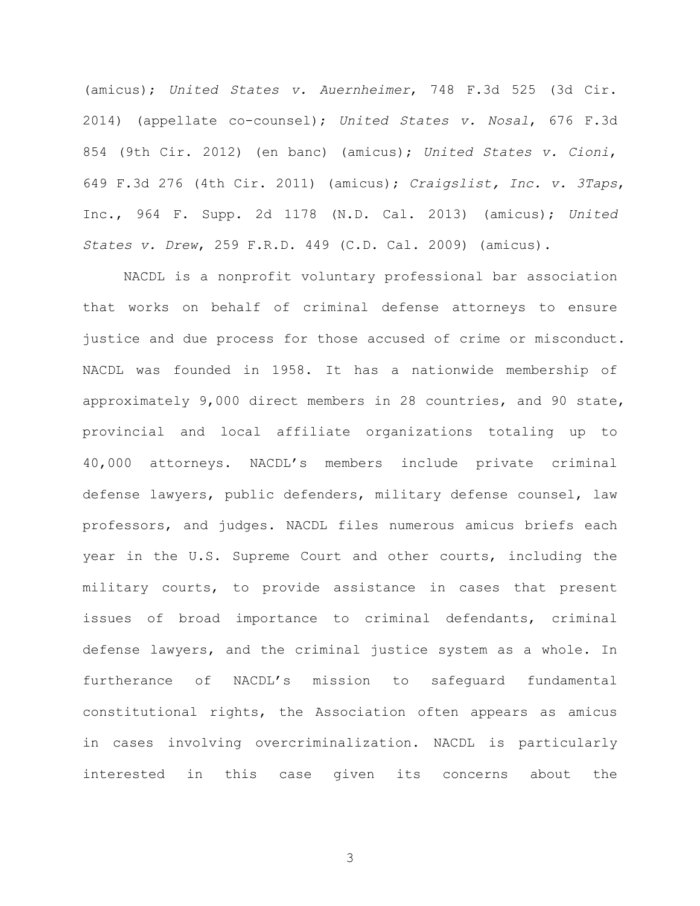(amicus); *United States v. Auernheimer*, 748 F.3d 525 (3d Cir. 2014) (appellate co-counsel); *United States v. Nosal*, 676 F.3d 854 (9th Cir. 2012) (en banc) (amicus); *United States v. Cioni*, 649 F.3d 276 (4th Cir. 2011) (amicus); *Craigslist, Inc. v. 3Taps*, Inc., 964 F. Supp. 2d 1178 (N.D. Cal. 2013) (amicus); *United States v. Drew*, 259 F.R.D. 449 (C.D. Cal. 2009) (amicus).

NACDL is a nonprofit voluntary professional bar association that works on behalf of criminal defense attorneys to ensure justice and due process for those accused of crime or misconduct. NACDL was founded in 1958. It has a nationwide membership of approximately 9,000 direct members in 28 countries, and 90 state, provincial and local affiliate organizations totaling up to 40,000 attorneys. NACDL's members include private criminal defense lawyers, public defenders, military defense counsel, law professors, and judges. NACDL files numerous amicus briefs each year in the U.S. Supreme Court and other courts, including the military courts, to provide assistance in cases that present issues of broad importance to criminal defendants, criminal defense lawyers, and the criminal justice system as a whole. In furtherance of NACDL's mission to safeguard fundamental constitutional rights, the Association often appears as amicus in cases involving overcriminalization. NACDL is particularly interested in this case given its concerns about the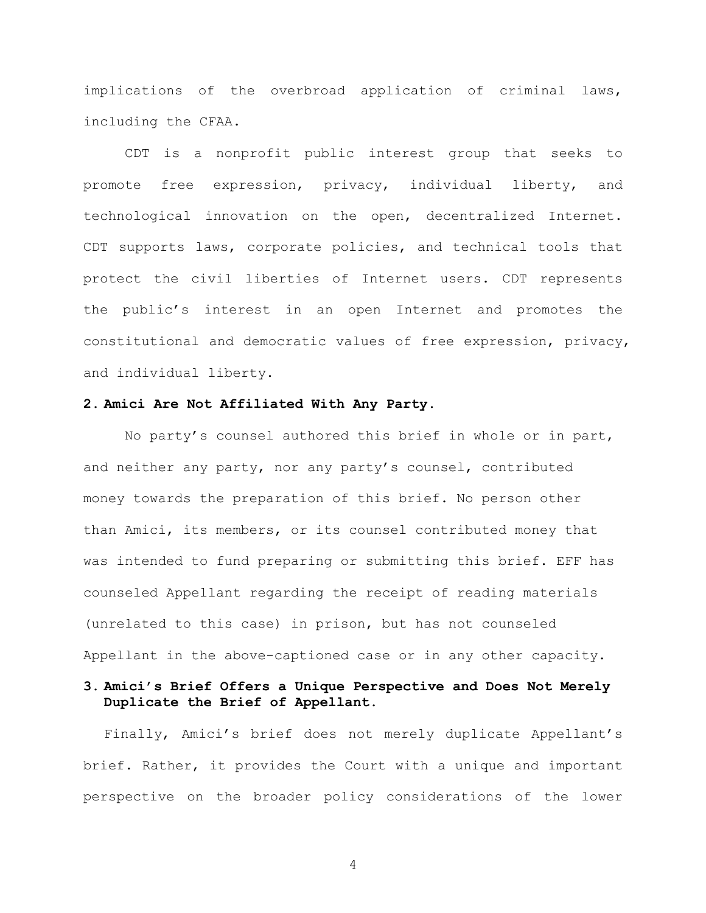implications of the overbroad application of criminal laws, including the CFAA.

CDT is a nonprofit public interest group that seeks to promote free expression, privacy, individual liberty, and technological innovation on the open, decentralized Internet. CDT supports laws, corporate policies, and technical tools that protect the civil liberties of Internet users. CDT represents the public's interest in an open Internet and promotes the constitutional and democratic values of free expression, privacy, and individual liberty.

**2. Amici Are Not Affiliated With Any Party.**

No party's counsel authored this brief in whole or in part, and neither any party, nor any party's counsel, contributed money towards the preparation of this brief. No person other than Amici, its members, or its counsel contributed money that was intended to fund preparing or submitting this brief. EFF has counseled Appellant regarding the receipt of reading materials (unrelated to this case) in prison, but has not counseled Appellant in the above-captioned case or in any other capacity.

**3. Amici's Brief Offers a Unique Perspective and Does Not Merely Duplicate the Brief of Appellant.**

Finally, Amici's brief does not merely duplicate Appellant's brief. Rather, it provides the Court with a unique and important perspective on the broader policy considerations of the lower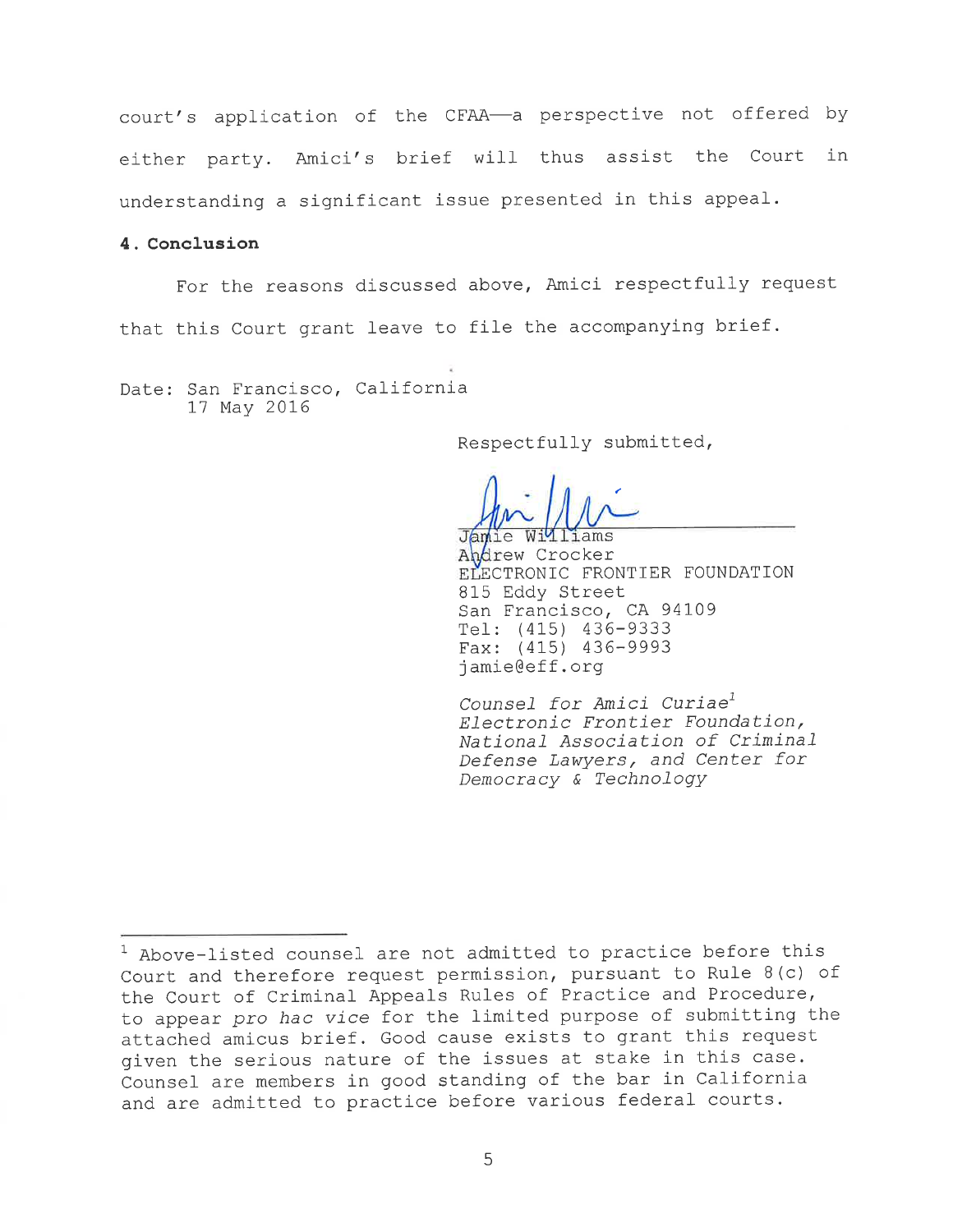court's application of the CFAA—a perspective not offered by either party. Amici's brief will thus assist the Court in understanding a significant issue presented in this appeal.

**4. Conclusion**

For the reasons discussed above, Amici respectfully request that this Court grant leave to file the accompanying brief.

Date: San Francisco, California
17 May 2016

Respectfully submitted,

Jamie Williams
Andrew Crocker
ELECTRONIC FRONTIER FOUNDATION
815 Eddy Street
San Francisco, CA 94109
Tel: (415) 436-9333
Fax: (415) 436-9993
jamie@eff.org

*Counsel for Amici Curiae*[1]
*Electronic Frontier Foundation, National Association of Criminal Defense Lawyers, and Center for Democracy & Technology*

---

[1] Above-listed counsel are not admitted to practice before this Court and therefore request permission, pursuant to Rule 8(c) of the Court of Criminal Appeals Rules of Practice and Procedure, to appear *pro hac vice* for the limited purpose of submitting the attached amicus brief. Good cause exists to grant this request given the serious nature of the issues at stake in this case. Counsel are members in good standing of the bar in California and are admitted to practice before various federal courts.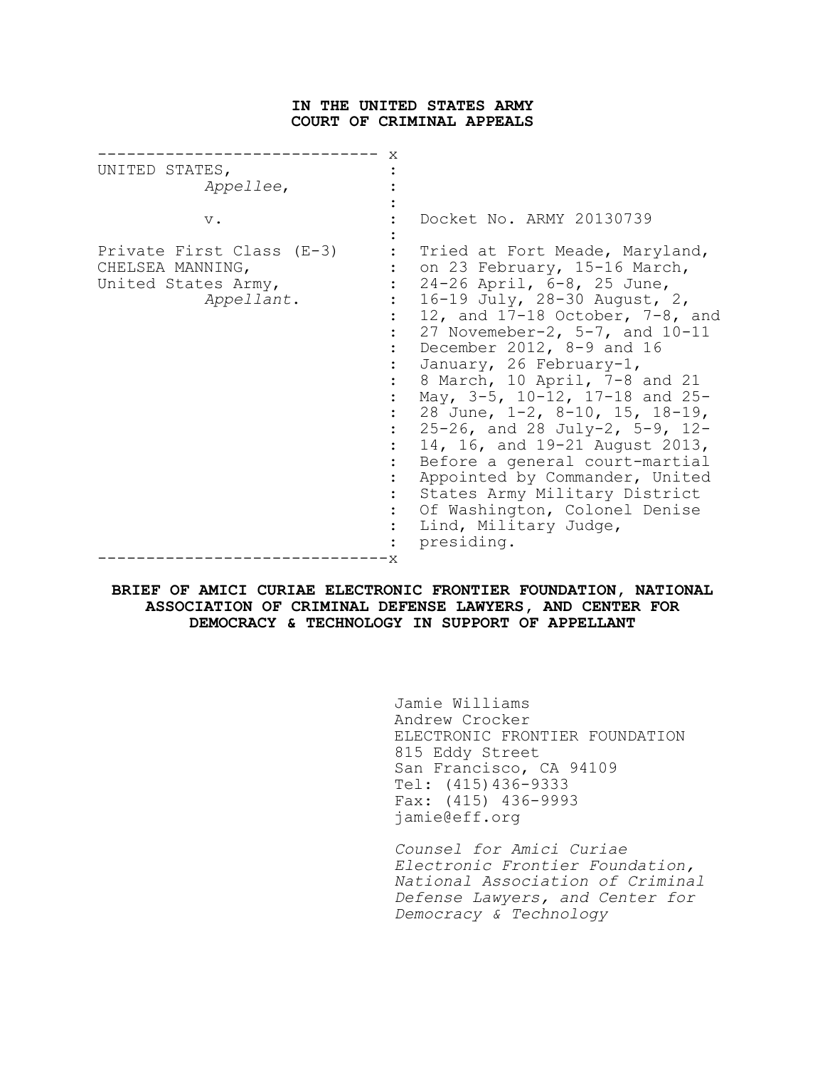**IN THE UNITED STATES ARMY**
**COURT OF CRIMINAL APPEALS**

| | |
|---|---|
| UNITED STATES, *Appellee*, | |
| v. | Docket No. ARMY 20130739 |
| Private First Class (E-3) CHELSEA MANNING, United States Army, *Appellant*. | Tried at Fort Meade, Maryland, on 23 February, 15-16 March, 24-26 April, 6-8, 25 June, 16-19 July, 28-30 August, 2, 12, and 17-18 October, 7-8, and 27 Novemeber-2, 5-7, and 10-11 December 2012, 8-9 and 16 January, 26 February-1, 8 March, 10 April, 7-8 and 21 May, 3-5, 10-12, 17-18 and 25-28 June, 1-2, 8-10, 15, 18-19, 25-26, and 28 July-2, 5-9, 12-14, 16, and 19-21 August 2013, Before a general court-martial Appointed by Commander, United States Army Military District Of Washington, Colonel Denise Lind, Military Judge, presiding. |

**BRIEF OF AMICI CURIAE ELECTRONIC FRONTIER FOUNDATION, NATIONAL ASSOCIATION OF CRIMINAL DEFENSE LAWYERS, AND CENTER FOR DEMOCRACY & TECHNOLOGY IN SUPPORT OF APPELLANT**

Jamie Williams
Andrew Crocker
ELECTRONIC FRONTIER FOUNDATION
815 Eddy Street
San Francisco, CA 94109
Tel: (415)436-9333
Fax: (415) 436-9993
jamie@eff.org

*Counsel for Amici Curiae Electronic Frontier Foundation, National Association of Criminal Defense Lawyers, and Center for Democracy & Technology*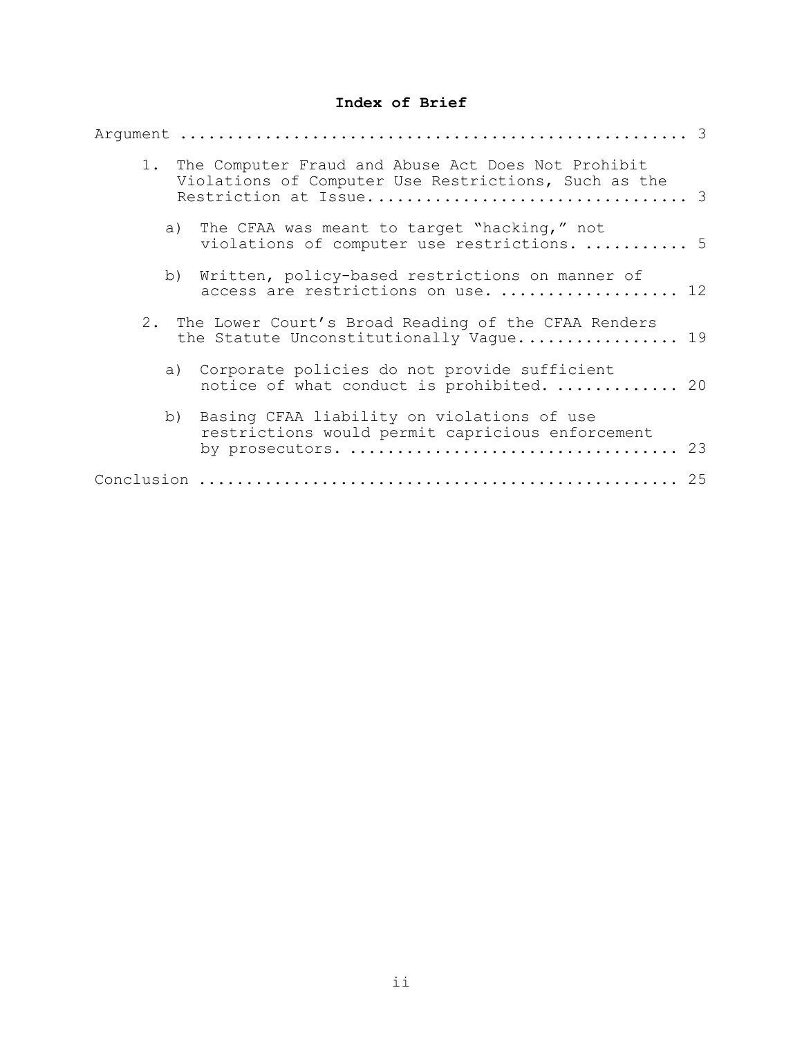## Index of Brief

Argument ........................................................ 3

1. The Computer Fraud and Abuse Act Does Not Prohibit Violations of Computer Use Restrictions, Such as the Restriction at Issue................................. 3

   a) The CFAA was meant to target "hacking," not violations of computer use restrictions. ........... 5

   b) Written, policy-based restrictions on manner of access are restrictions on use. ................... 12

2. The Lower Court's Broad Reading of the CFAA Renders the Statute Unconstitutionally Vague................. 19

   a) Corporate policies do not provide sufficient notice of what conduct is prohibited. ............. 20

   b) Basing CFAA liability on violations of use restrictions would permit capricious enforcement by prosecutors. .................................. 23

Conclusion .................................................. 25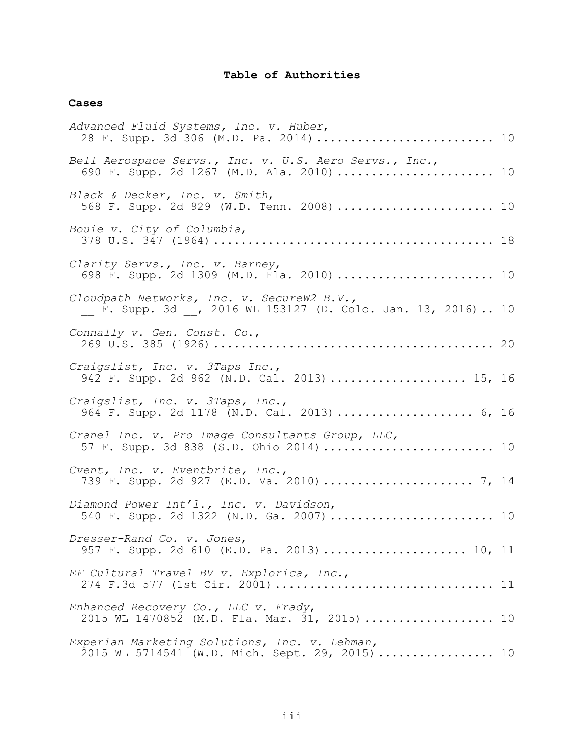## Table of Authorities

### Cases

*Advanced Fluid Systems, Inc. v. Huber*,
28 F. Supp. 3d 306 (M.D. Pa. 2014) .......................... 10

*Bell Aerospace Servs., Inc. v. U.S. Aero Servs., Inc.*,
690 F. Supp. 2d 1267 (M.D. Ala. 2010) ....................... 10

*Black & Decker, Inc. v. Smith*,
568 F. Supp. 2d 929 (W.D. Tenn. 2008) ....................... 10

*Bouie v. City of Columbia*,
378 U.S. 347 (1964) ......................................... 18

*Clarity Servs., Inc. v. Barney*,
698 F. Supp. 2d 1309 (M.D. Fla. 2010) ....................... 10

*Cloudpath Networks, Inc. v. SecureW2 B.V.*,
__ F. Supp. 3d __, 2016 WL 153127 (D. Colo. Jan. 13, 2016) .. 10

*Connally v. Gen. Const. Co.*,
269 U.S. 385 (1926) ......................................... 20

*Craigslist, Inc. v. 3Taps Inc.*,
942 F. Supp. 2d 962 (N.D. Cal. 2013) .................... 15, 16

*Craigslist, Inc. v. 3Taps, Inc.*,
964 F. Supp. 2d 1178 (N.D. Cal. 2013) .................... 6, 16

*Cranel Inc. v. Pro Image Consultants Group, LLC*,
57 F. Supp. 3d 838 (S.D. Ohio 2014) ......................... 10

*Cvent, Inc. v. Eventbrite, Inc.*,
739 F. Supp. 2d 927 (E.D. Va. 2010) ...................... 7, 14

*Diamond Power Int'l., Inc. v. Davidson*,
540 F. Supp. 2d 1322 (N.D. Ga. 2007) ........................ 10

*Dresser-Rand Co. v. Jones*,
957 F. Supp. 2d 610 (E.D. Pa. 2013) ..................... 10, 11

*EF Cultural Travel BV v. Explorica, Inc.*,
274 F.3d 577 (1st Cir. 2001) ................................ 11

*Enhanced Recovery Co., LLC v. Frady*,
2015 WL 1470852 (M.D. Fla. Mar. 31, 2015) ................... 10

*Experian Marketing Solutions, Inc. v. Lehman*,
2015 WL 5714541 (W.D. Mich. Sept. 29, 2015) ................. 10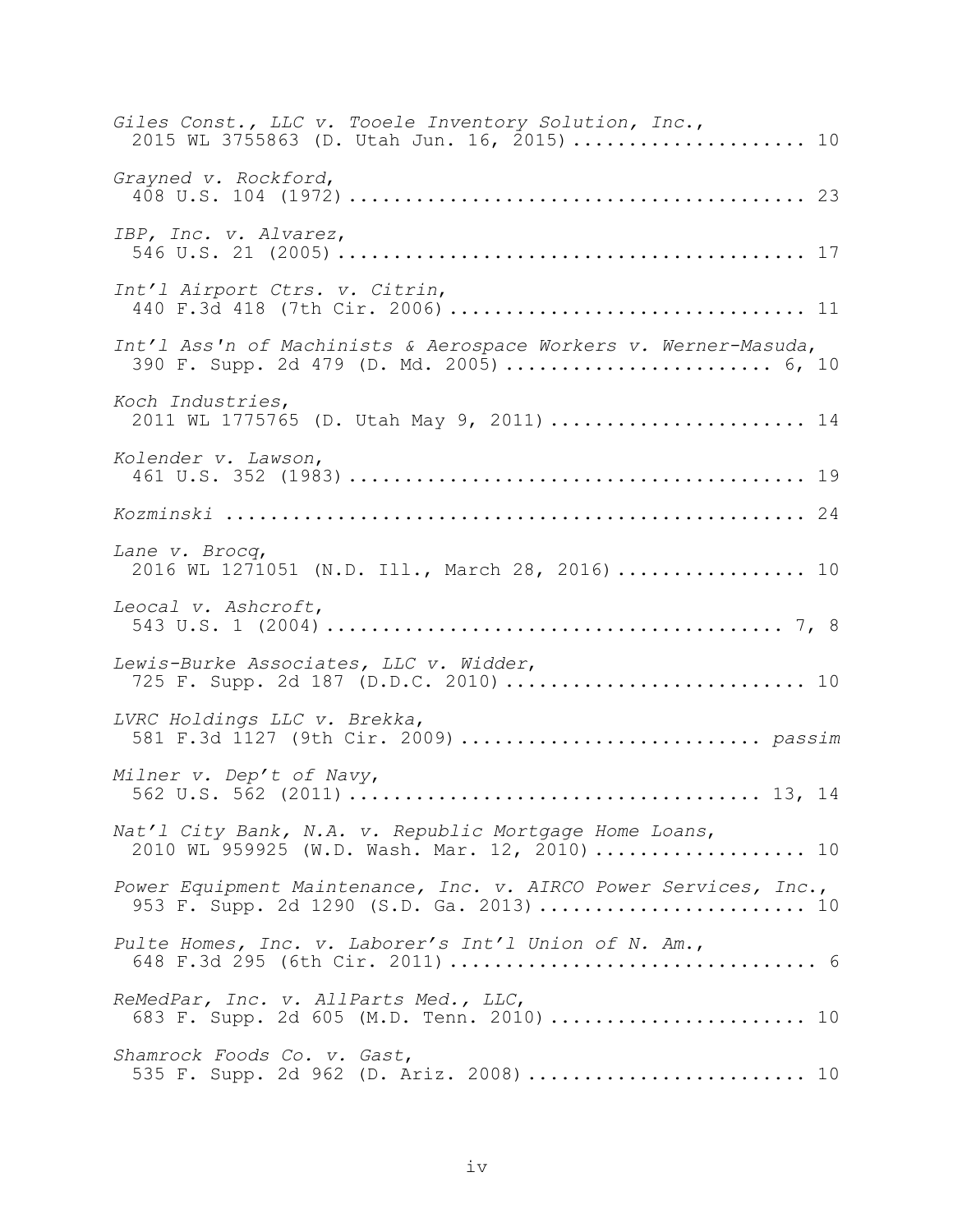*Giles Const., LLC v. Tooele Inventory Solution, Inc.*,
2015 WL 3755863 (D. Utah Jun. 16, 2015) .................... 10

*Grayned v. Rockford*,
408 U.S. 104 (1972) ........................................ 23

*IBP, Inc. v. Alvarez*,
546 U.S. 21 (2005) ......................................... 17

*Int'l Airport Ctrs. v. Citrin*,
440 F.3d 418 (7th Cir. 2006) ............................... 11

*Int'l Ass'n of Machinists & Aerospace Workers v. Werner-Masuda*,
390 F. Supp. 2d 479 (D. Md. 2005) ....................... 6, 10

*Koch Industries*,
2011 WL 1775765 (D. Utah May 9, 2011) ...................... 14

*Kolender v. Lawson*,
461 U.S. 352 (1983) ........................................ 19

*Kozminski* .................................................. 24

*Lane v. Brocq*,
2016 WL 1271051 (N.D. Ill., March 28, 2016) ................ 10

*Leocal v. Ashcroft*,
543 U.S. 1 (2004) ........................................ 7, 8

*Lewis-Burke Associates, LLC v. Widder*,
725 F. Supp. 2d 187 (D.D.C. 2010) .......................... 10

*LVRC Holdings LLC v. Brekka*,
581 F.3d 1127 (9th Cir. 2009) ......................... *passim*

*Milner v. Dep't of Navy*,
562 U.S. 562 (2011) .................................... 13, 14

*Nat'l City Bank, N.A. v. Republic Mortgage Home Loans*,
2010 WL 959925 (W.D. Wash. Mar. 12, 2010) .................. 10

*Power Equipment Maintenance, Inc. v. AIRCO Power Services, Inc.*,
953 F. Supp. 2d 1290 (S.D. Ga. 2013) ....................... 10

*Pulte Homes, Inc. v. Laborer's Int'l Union of N. Am.*,
648 F.3d 295 (6th Cir. 2011) ................................ 6

*ReMedPar, Inc. v. AllParts Med., LLC*,
683 F. Supp. 2d 605 (M.D. Tenn. 2010) ...................... 10

*Shamrock Foods Co. v. Gast*,
535 F. Supp. 2d 962 (D. Ariz. 2008) ........................ 10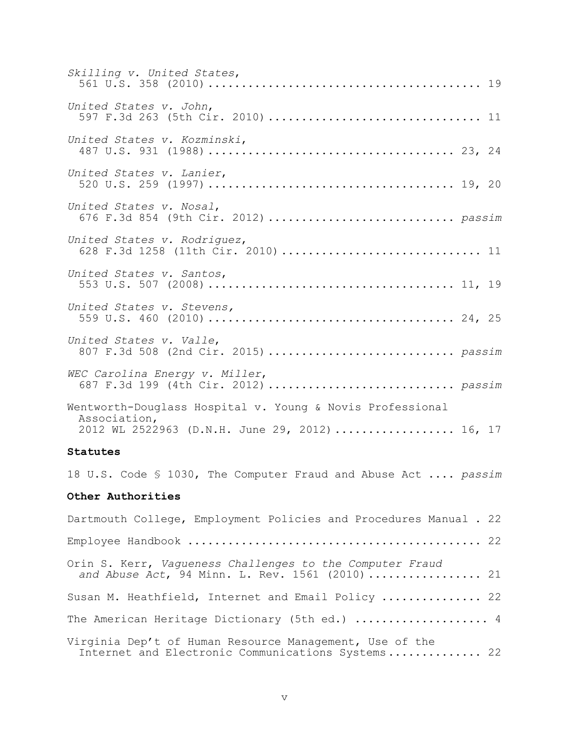*Skilling v. United States*,
561 U.S. 358 (2010) .......................................... 19

*United States v. John*,
597 F.3d 263 (5th Cir. 2010) ................................ 11

*United States v. Kozminski*,
487 U.S. 931 (1988) ...................................... 23, 24

*United States v. Lanier*,
520 U.S. 259 (1997) ...................................... 19, 20

*United States v. Nosal*,
676 F.3d 854 (9th Cir. 2012) ............................ *passim*

*United States v. Rodriguez*,
628 F.3d 1258 (11th Cir. 2010) .............................. 11

*United States v. Santos*,
553 U.S. 507 (2008) ...................................... 11, 19

*United States v. Stevens,*
559 U.S. 460 (2010) ...................................... 24, 25

*United States v. Valle*,
807 F.3d 508 (2nd Cir. 2015) ............................ *passim*

*WEC Carolina Energy v. Miller*,
687 F.3d 199 (4th Cir. 2012) ............................ *passim*

Wentworth-Douglass Hospital v. Young & Novis Professional Association,
2012 WL 2522963 (D.N.H. June 29, 2012) .................. 16, 17

**Statutes**

18 U.S. Code § 1030, The Computer Fraud and Abuse Act .... *passim*

**Other Authorities**

Dartmouth College, Employment Policies and Procedures Manual . 22

Employee Handbook ............................................ 22

Orin S. Kerr, *Vagueness Challenges to the Computer Fraud and Abuse Act*, 94 Minn. L. Rev. 1561 (2010) ................. 21

Susan M. Heathfield, Internet and Email Policy ............... 22

The American Heritage Dictionary (5th ed.) .................... 4

Virginia Dep't of Human Resource Management, Use of the Internet and Electronic Communications Systems .............. 22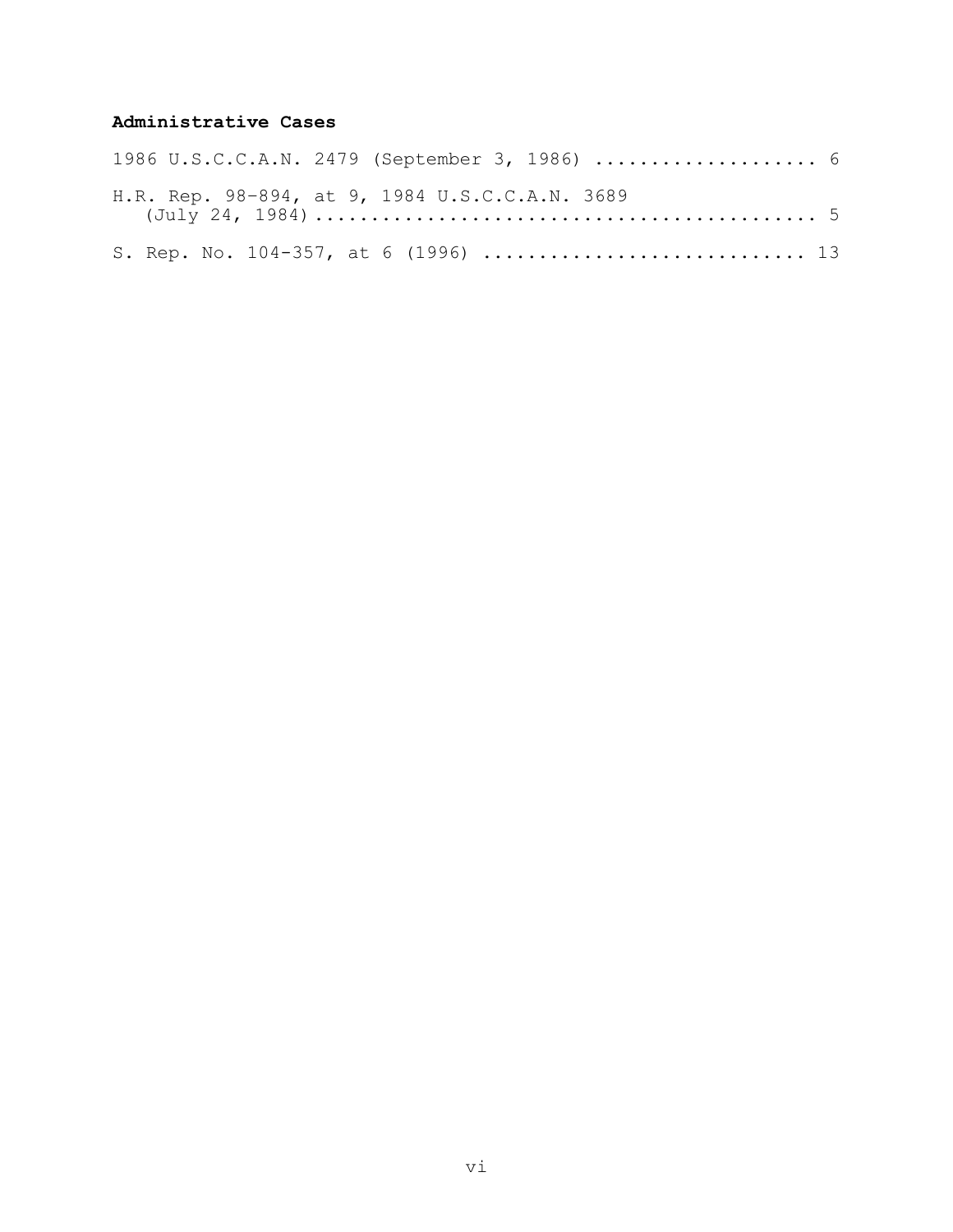**Administrative Cases**

1986 U.S.C.C.A.N. 2479 (September 3, 1986) .................... 6

H.R. Rep. 98-894, at 9, 1984 U.S.C.C.A.N. 3689 (July 24, 1984) ............................................ 5

S. Rep. No. 104-357, at 6 (1996) ............................ 13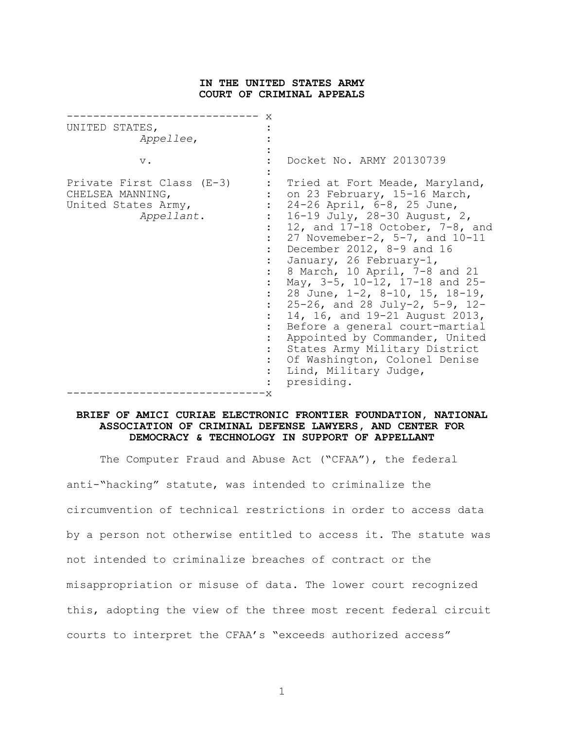**IN THE UNITED STATES ARMY**
**COURT OF CRIMINAL APPEALS**

| | | |
|---|---|---|
| UNITED STATES, *Appellee*, | : | |
| v. | : | Docket No. ARMY 20130739 |
| Private First Class (E-3) CHELSEA MANNING, United States Army, *Appellant*. | : | Tried at Fort Meade, Maryland, on 23 February, 15-16 March, 24-26 April, 6-8, 25 June, 16-19 July, 28-30 August, 2, 12, and 17-18 October, 7-8, and 27 Novemeber-2, 5-7, and 10-11 December 2012, 8-9 and 16 January, 26 February-1, 8 March, 10 April, 7-8 and 21 May, 3-5, 10-12, 17-18 and 25-28 June, 1-2, 8-10, 15, 18-19, 25-26, and 28 July-2, 5-9, 12-14, 16, and 19-21 August 2013, Before a general court-martial Appointed by Commander, United States Army Military District Of Washington, Colonel Denise Lind, Military Judge, presiding. |

**BRIEF OF AMICI CURIAE ELECTRONIC FRONTIER FOUNDATION, NATIONAL ASSOCIATION OF CRIMINAL DEFENSE LAWYERS, AND CENTER FOR DEMOCRACY & TECHNOLOGY IN SUPPORT OF APPELLANT**

The Computer Fraud and Abuse Act ("CFAA"), the federal anti-"hacking" statute, was intended to criminalize the circumvention of technical restrictions in order to access data by a person not otherwise entitled to access it. The statute was not intended to criminalize breaches of contract or the misappropriation or misuse of data. The lower court recognized this, adopting the view of the three most recent federal circuit courts to interpret the CFAA's "exceeds authorized access"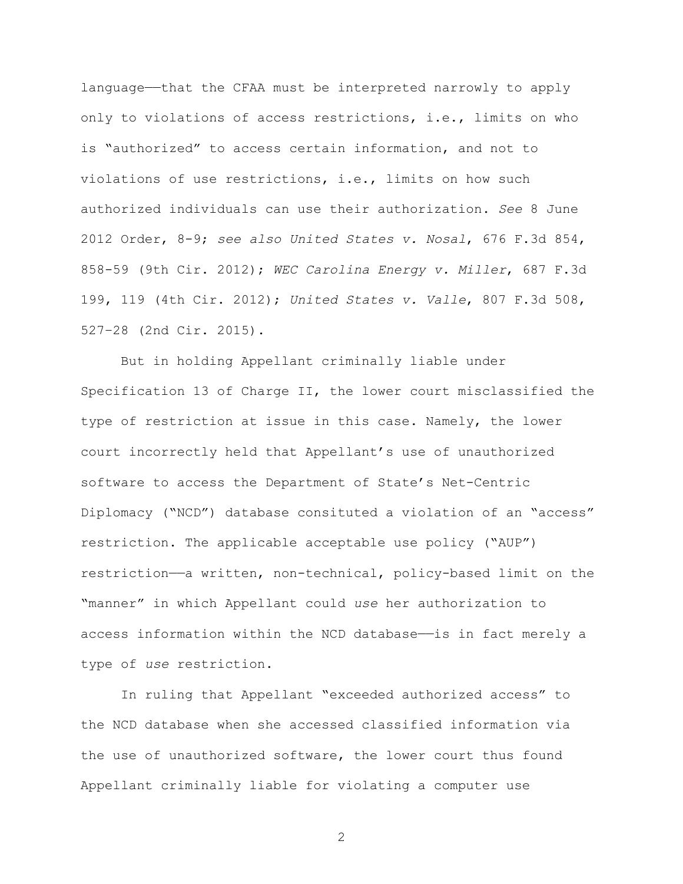language——that the CFAA must be interpreted narrowly to apply only to violations of access restrictions, i.e., limits on who is "authorized" to access certain information, and not to violations of use restrictions, i.e., limits on how such authorized individuals can use their authorization. *See* 8 June 2012 Order, 8-9; *see also United States v. Nosal*, 676 F.3d 854, 858-59 (9th Cir. 2012); *WEC Carolina Energy v. Miller*, 687 F.3d 199, 119 (4th Cir. 2012); *United States v. Valle*, 807 F.3d 508, 527–28 (2nd Cir. 2015).

But in holding Appellant criminally liable under Specification 13 of Charge II, the lower court misclassified the type of restriction at issue in this case. Namely, the lower court incorrectly held that Appellant's use of unauthorized software to access the Department of State's Net-Centric Diplomacy ("NCD") database consituted a violation of an "access" restriction. The applicable acceptable use policy ("AUP") restriction——a written, non-technical, policy-based limit on the "manner" in which Appellant could *use* her authorization to access information within the NCD database——is in fact merely a type of *use* restriction.

In ruling that Appellant "exceeded authorized access" to the NCD database when she accessed classified information via the use of unauthorized software, the lower court thus found Appellant criminally liable for violating a computer use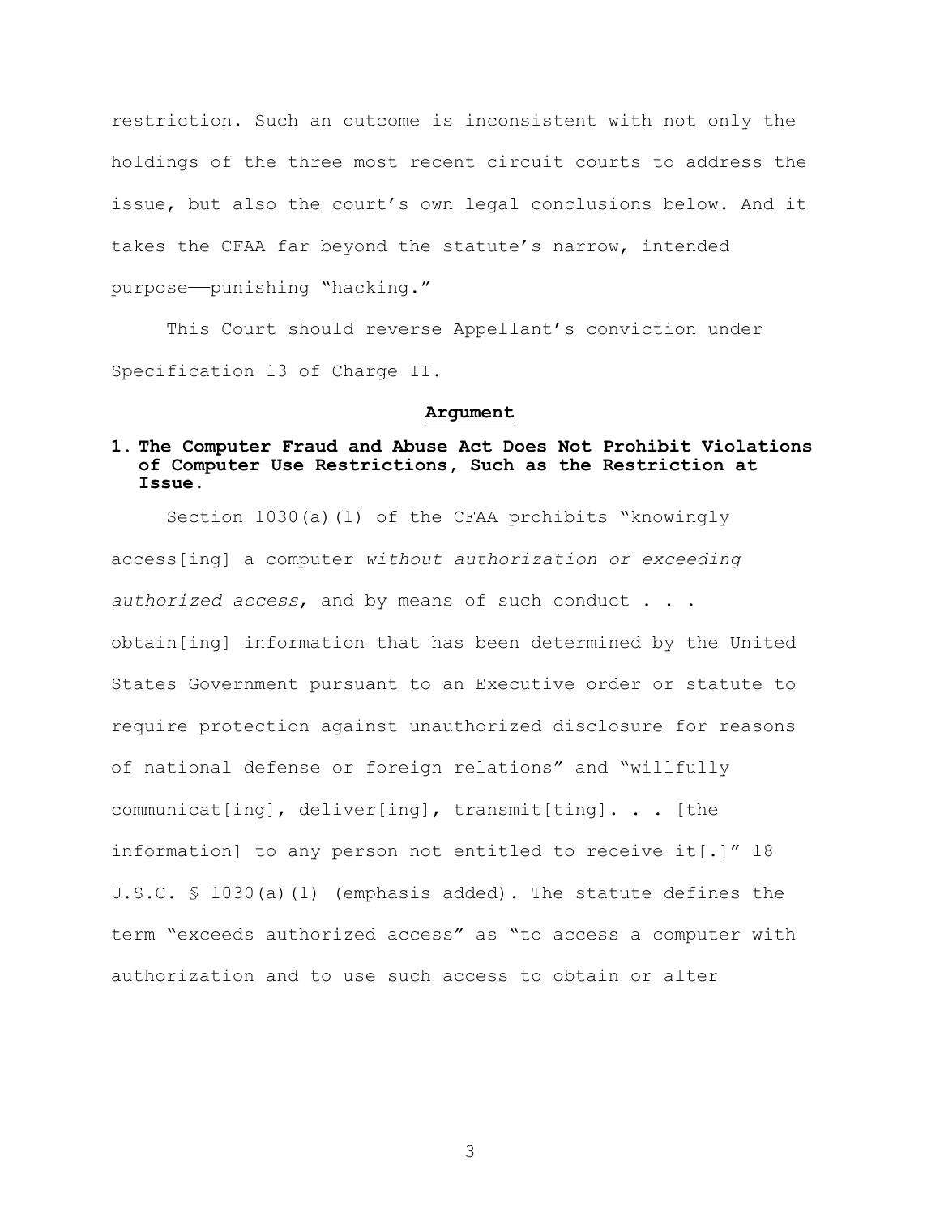restriction. Such an outcome is inconsistent with not only the holdings of the three most recent circuit courts to address the issue, but also the court's own legal conclusions below. And it takes the CFAA far beyond the statute's narrow, intended purpose—punishing "hacking."

This Court should reverse Appellant's conviction under Specification 13 of Charge II.

## Argument

### 1. The Computer Fraud and Abuse Act Does Not Prohibit Violations of Computer Use Restrictions, Such as the Restriction at Issue.

Section 1030(a)(1) of the CFAA prohibits "knowingly access[ing] a computer *without authorization or exceeding authorized access*, and by means of such conduct . . . obtain[ing] information that has been determined by the United States Government pursuant to an Executive order or statute to require protection against unauthorized disclosure for reasons of national defense or foreign relations" and "willfully communicat[ing], deliver[ing], transmit[ting]. . . [the information] to any person not entitled to receive it[.]" 18 U.S.C. § 1030(a)(1) (emphasis added). The statute defines the term "exceeds authorized access" as "to access a computer with authorization and to use such access to obtain or alter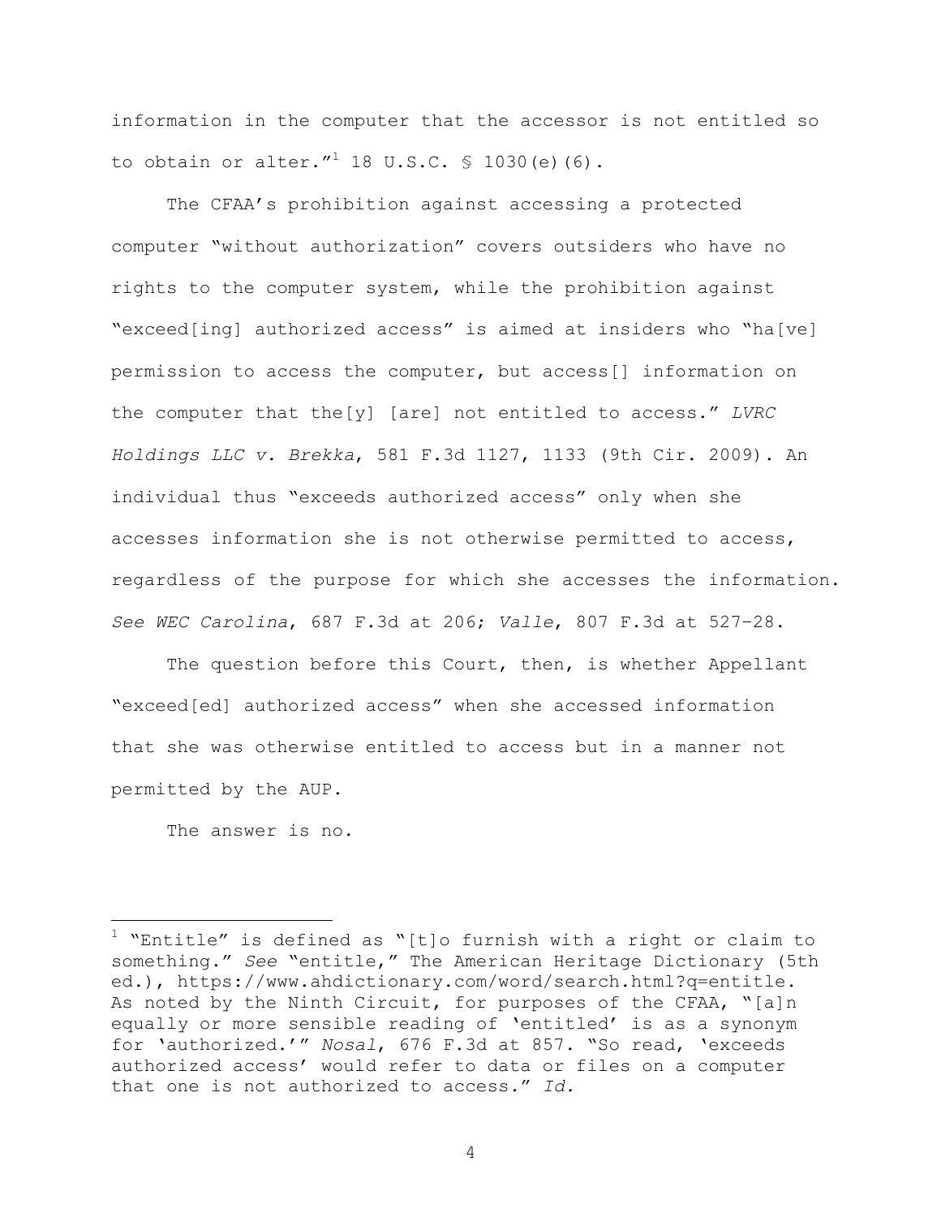information in the computer that the accessor is not entitled so to obtain or alter."[1] 18 U.S.C. § 1030(e)(6).

The CFAA's prohibition against accessing a protected computer "without authorization" covers outsiders who have no rights to the computer system, while the prohibition against "exceed[ing] authorized access" is aimed at insiders who "ha[ve] permission to access the computer, but access[] information on the computer that the[y] [are] not entitled to access." *LVRC Holdings LLC v. Brekka*, 581 F.3d 1127, 1133 (9th Cir. 2009). An individual thus "exceeds authorized access" only when she accesses information she is not otherwise permitted to access, regardless of the purpose for which she accesses the information. *See WEC Carolina*, 687 F.3d at 206; *Valle*, 807 F.3d at 527–28.

The question before this Court, then, is whether Appellant "exceed[ed] authorized access" when she accessed information that she was otherwise entitled to access but in a manner not permitted by the AUP.

The answer is no.

---

[1] "Entitle" is defined as "[t]o furnish with a right or claim to something." *See* "entitle," The American Heritage Dictionary (5th ed.), https://www.ahdictionary.com/word/search.html?q=entitle. As noted by the Ninth Circuit, for purposes of the CFAA, "[a]n equally or more sensible reading of 'entitled' is as a synonym for 'authorized.'" *Nosal*, 676 F.3d at 857. "So read, 'exceeds authorized access' would refer to data or files on a computer that one is not authorized to access." *Id.*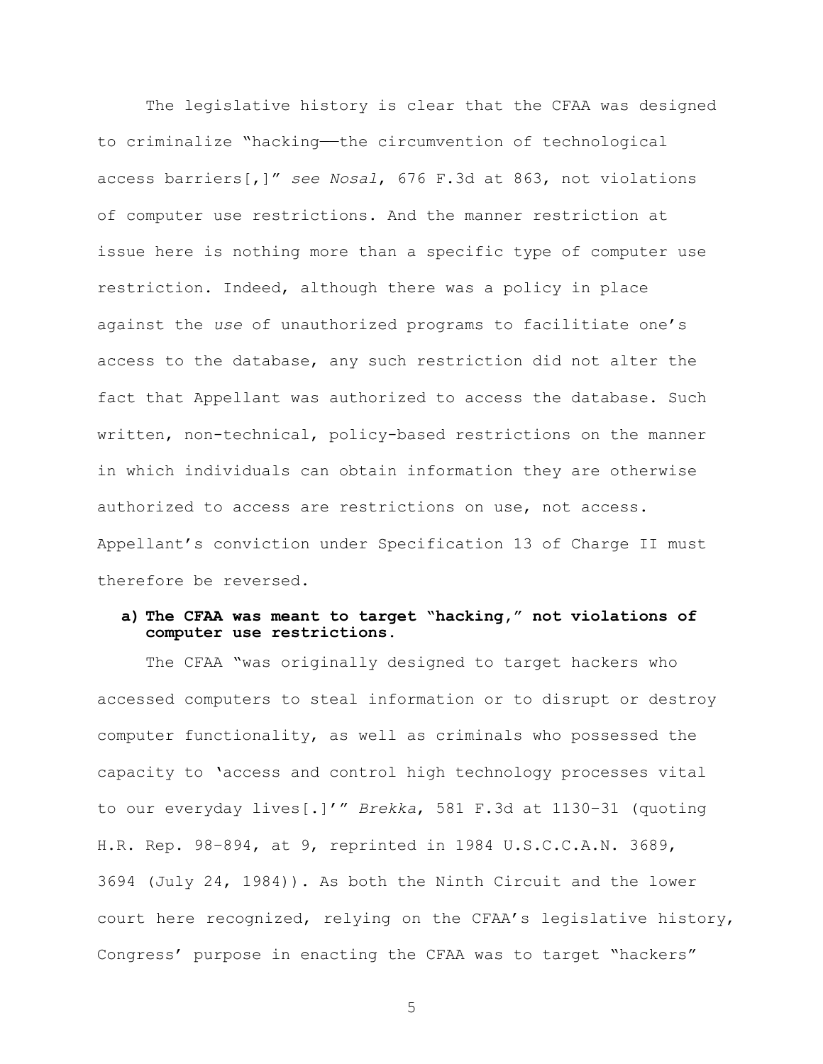The legislative history is clear that the CFAA was designed to criminalize "hacking——the circumvention of technological access barriers[,]" *see Nosal*, 676 F.3d at 863, not violations of computer use restrictions. And the manner restriction at issue here is nothing more than a specific type of computer use restriction. Indeed, although there was a policy in place against the *use* of unauthorized programs to facilitiate one's access to the database, any such restriction did not alter the fact that Appellant was authorized to access the database. Such written, non-technical, policy-based restrictions on the manner in which individuals can obtain information they are otherwise authorized to access are restrictions on use, not access. Appellant's conviction under Specification 13 of Charge II must therefore be reversed.

**a) The CFAA was meant to target "hacking," not violations of computer use restrictions.**

The CFAA "was originally designed to target hackers who accessed computers to steal information or to disrupt or destroy computer functionality, as well as criminals who possessed the capacity to 'access and control high technology processes vital to our everyday lives[.]'" *Brekka*, 581 F.3d at 1130-31 (quoting H.R. Rep. 98-894, at 9, reprinted in 1984 U.S.C.C.A.N. 3689, 3694 (July 24, 1984)). As both the Ninth Circuit and the lower court here recognized, relying on the CFAA's legislative history, Congress' purpose in enacting the CFAA was to target "hackers"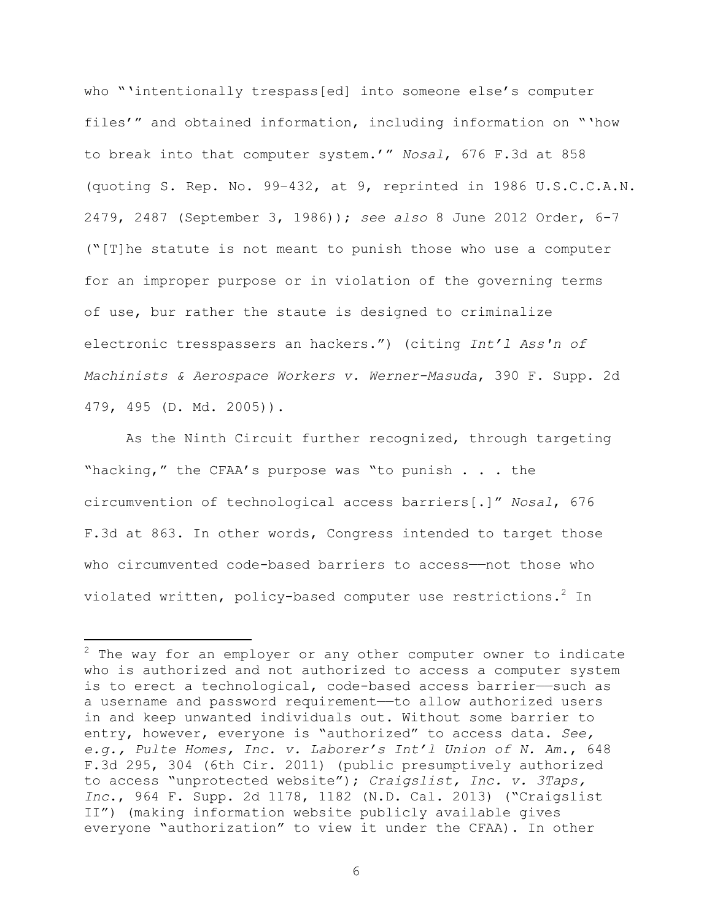who "'intentionally trespass[ed] into someone else's computer files'" and obtained information, including information on "'how to break into that computer system.'" *Nosal*, 676 F.3d at 858 (quoting S. Rep. No. 99–432, at 9, reprinted in 1986 U.S.C.C.A.N. 2479, 2487 (September 3, 1986)); *see also* 8 June 2012 Order, 6-7 ("[T]he statute is not meant to punish those who use a computer for an improper purpose or in violation of the governing terms of use, bur rather the staute is designed to criminalize electronic tresspassers an hackers.") (citing *Int'l Ass'n of Machinists & Aerospace Workers v. Werner-Masuda*, 390 F. Supp. 2d 479, 495 (D. Md. 2005)).

As the Ninth Circuit further recognized, through targeting "hacking," the CFAA's purpose was "to punish . . . the circumvention of technological access barriers[.]" *Nosal*, 676 F.3d at 863. In other words, Congress intended to target those who circumvented code-based barriers to access——not those who violated written, policy-based computer use restrictions.[2] In

[2] The way for an employer or any other computer owner to indicate who is authorized and not authorized to access a computer system is to erect a technological, code-based access barrier——such as a username and password requirement——to allow authorized users in and keep unwanted individuals out. Without some barrier to entry, however, everyone is "authorized" to access data. *See, e.g., Pulte Homes, Inc. v. Laborer's Int'l Union of N. Am.*, 648 F.3d 295, 304 (6th Cir. 2011) (public presumptively authorized to access "unprotected website"); *Craigslist, Inc. v. 3Taps, Inc.*, 964 F. Supp. 2d 1178, 1182 (N.D. Cal. 2013) ("Craigslist II") (making information website publicly available gives everyone "authorization" to view it under the CFAA). In other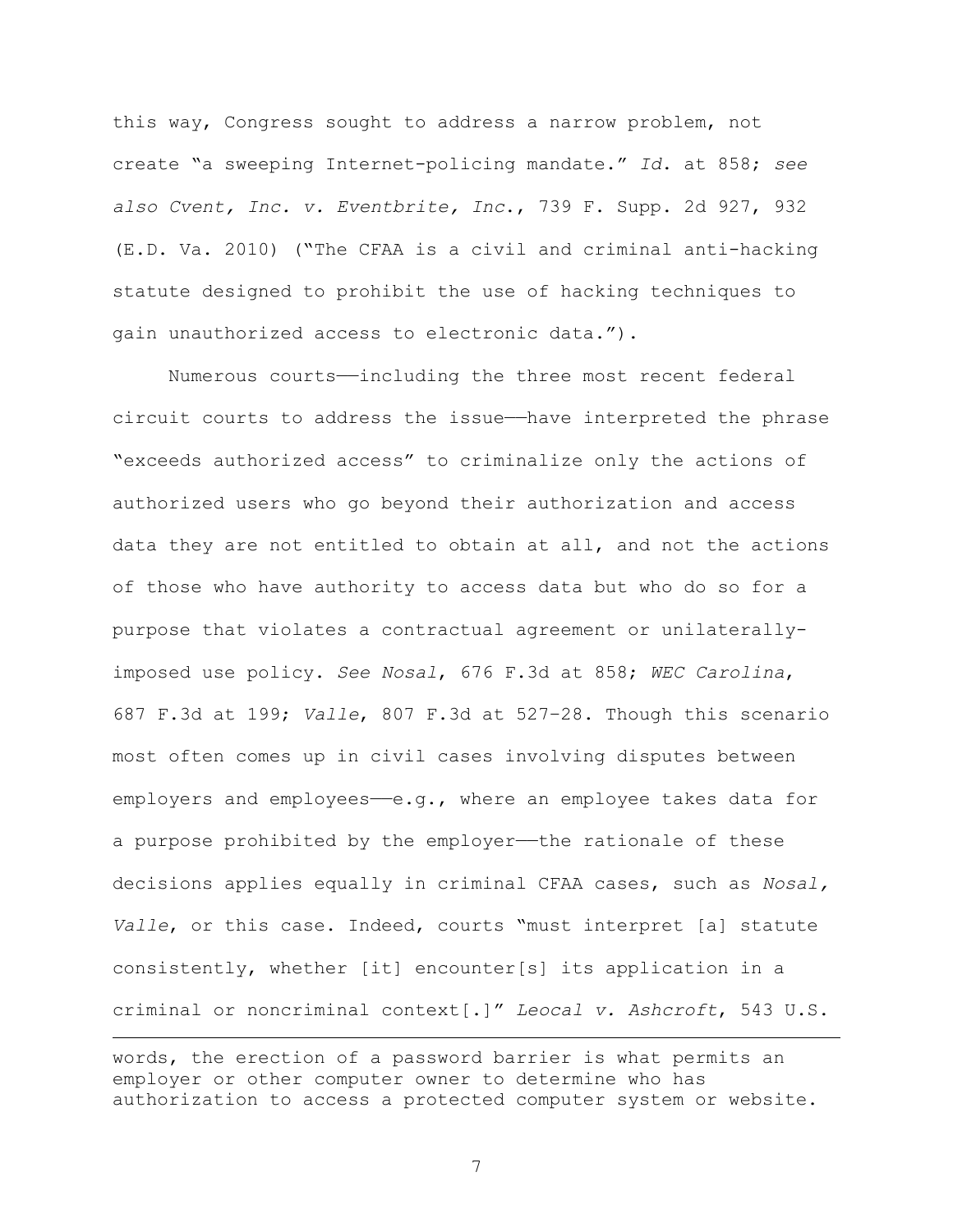this way, Congress sought to address a narrow problem, not create "a sweeping Internet-policing mandate." *Id.* at 858; *see also Cvent, Inc. v. Eventbrite, Inc.*, 739 F. Supp. 2d 927, 932 (E.D. Va. 2010) ("The CFAA is a civil and criminal anti-hacking statute designed to prohibit the use of hacking techniques to gain unauthorized access to electronic data.").

Numerous courts——including the three most recent federal circuit courts to address the issue——have interpreted the phrase "exceeds authorized access" to criminalize only the actions of authorized users who go beyond their authorization and access data they are not entitled to obtain at all, and not the actions of those who have authority to access data but who do so for a purpose that violates a contractual agreement or unilaterally-imposed use policy. *See Nosal*, 676 F.3d at 858; *WEC Carolina*, 687 F.3d at 199; *Valle*, 807 F.3d at 527–28. Though this scenario most often comes up in civil cases involving disputes between employers and employees——e.g., where an employee takes data for a purpose prohibited by the employer——the rationale of these decisions applies equally in criminal CFAA cases, such as *Nosal, Valle*, or this case. Indeed, courts "must interpret [a] statute consistently, whether [it] encounter[s] its application in a criminal or noncriminal context[.]" *Leocal v. Ashcroft*, 543 U.S.

---

words, the erection of a password barrier is what permits an employer or other computer owner to determine who has authorization to access a protected computer system or website.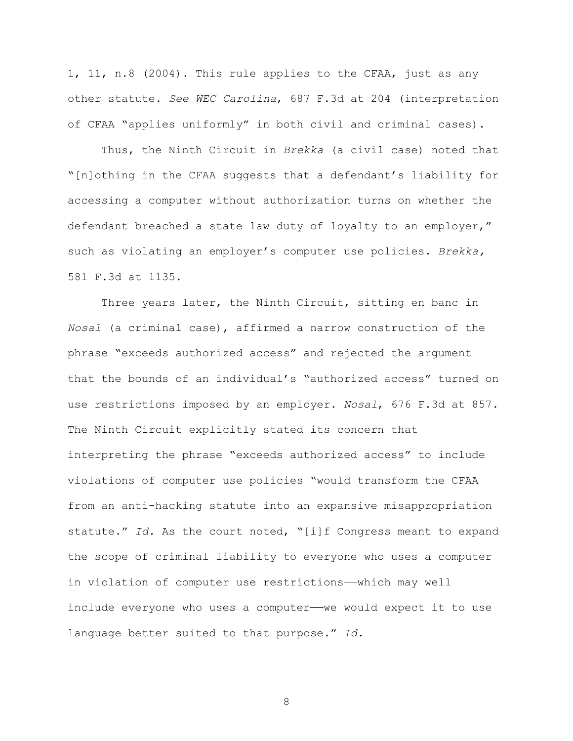1, 11, n.8 (2004). This rule applies to the CFAA, just as any other statute. *See WEC Carolina*, 687 F.3d at 204 (interpretation of CFAA "applies uniformly" in both civil and criminal cases).

Thus, the Ninth Circuit in *Brekka* (a civil case) noted that "[n]othing in the CFAA suggests that a defendant's liability for accessing a computer without authorization turns on whether the defendant breached a state law duty of loyalty to an employer," such as violating an employer's computer use policies. *Brekka,* 581 F.3d at 1135.

Three years later, the Ninth Circuit, sitting en banc in *Nosal* (a criminal case), affirmed a narrow construction of the phrase "exceeds authorized access" and rejected the argument that the bounds of an individual's "authorized access" turned on use restrictions imposed by an employer. *Nosal*, 676 F.3d at 857. The Ninth Circuit explicitly stated its concern that interpreting the phrase "exceeds authorized access" to include violations of computer use policies "would transform the CFAA from an anti-hacking statute into an expansive misappropriation statute." *Id.* As the court noted, "[i]f Congress meant to expand the scope of criminal liability to everyone who uses a computer in violation of computer use restrictions——which may well include everyone who uses a computer——we would expect it to use language better suited to that purpose." *Id.*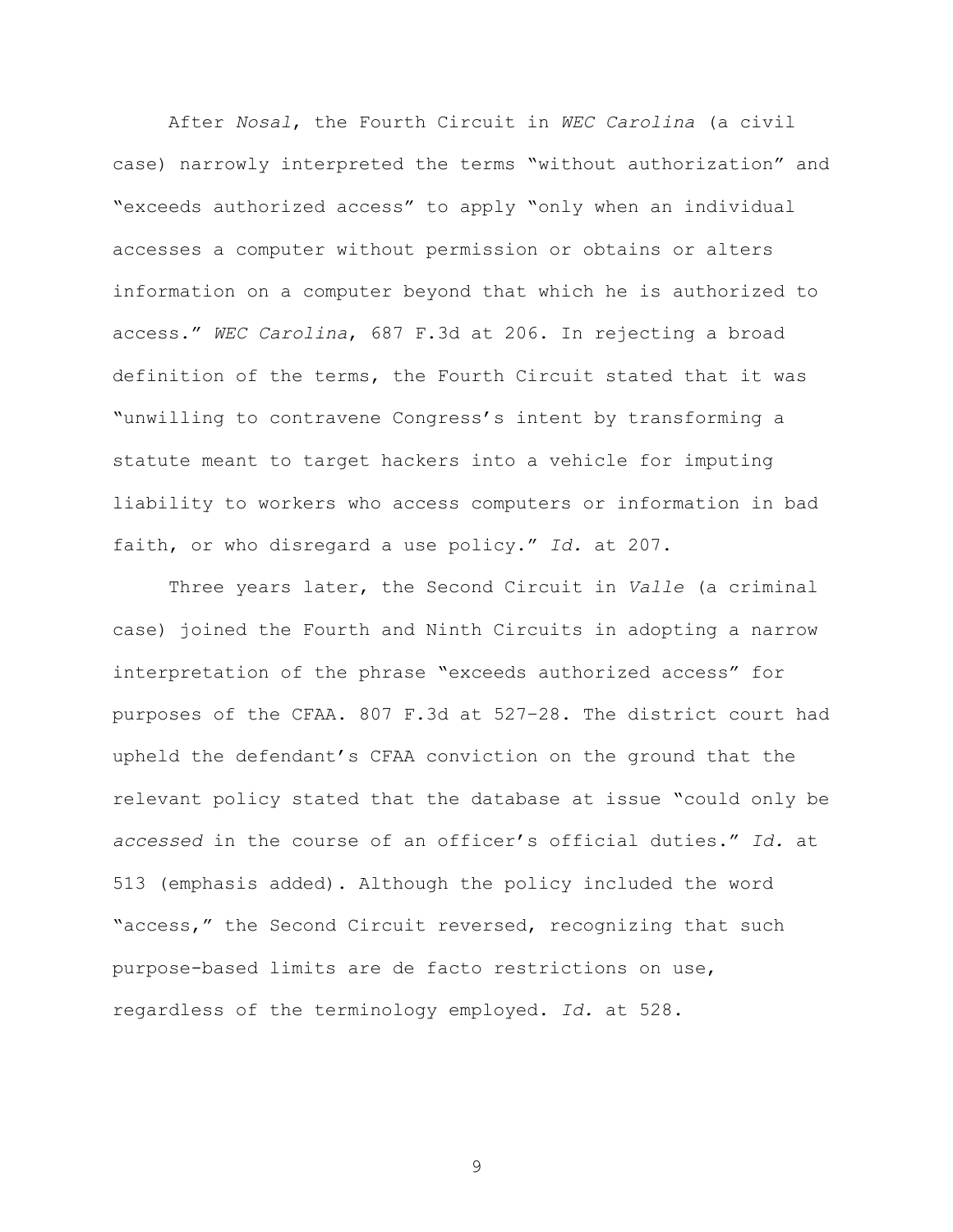After *Nosal*, the Fourth Circuit in *WEC Carolina* (a civil case) narrowly interpreted the terms "without authorization" and "exceeds authorized access" to apply "only when an individual accesses a computer without permission or obtains or alters information on a computer beyond that which he is authorized to access." *WEC Carolina*, 687 F.3d at 206. In rejecting a broad definition of the terms, the Fourth Circuit stated that it was "unwilling to contravene Congress's intent by transforming a statute meant to target hackers into a vehicle for imputing liability to workers who access computers or information in bad faith, or who disregard a use policy." *Id.* at 207.

Three years later, the Second Circuit in *Valle* (a criminal case) joined the Fourth and Ninth Circuits in adopting a narrow interpretation of the phrase "exceeds authorized access" for purposes of the CFAA. 807 F.3d at 527–28. The district court had upheld the defendant's CFAA conviction on the ground that the relevant policy stated that the database at issue "could only be *accessed* in the course of an officer's official duties." *Id.* at 513 (emphasis added). Although the policy included the word "access," the Second Circuit reversed, recognizing that such purpose-based limits are de facto restrictions on use, regardless of the terminology employed. *Id.* at 528.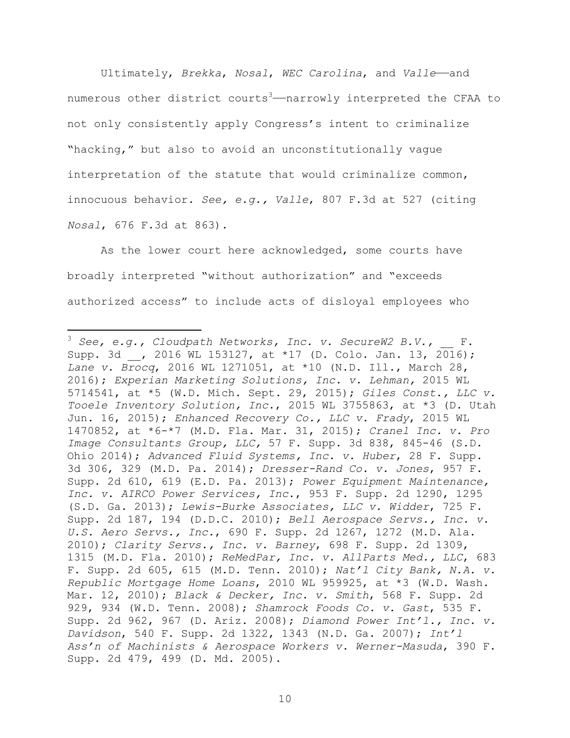Ultimately, *Brekka*, *Nosal*, *WEC Carolina*, and *Valle*——and numerous other district courts[3]——narrowly interpreted the CFAA to not only consistently apply Congress's intent to criminalize "hacking," but also to avoid an unconstitutionally vague interpretation of the statute that would criminalize common, innocuous behavior. *See, e.g.*, *Valle*, 807 F.3d at 527 (citing *Nosal*, 676 F.3d at 863).

As the lower court here acknowledged, some courts have broadly interpreted "without authorization" and "exceeds authorized access" to include acts of disloyal employees who

---

[3] *See, e.g.*, *Cloudpath Networks, Inc. v. SecureW2 B.V.*, __ F. Supp. 3d __, 2016 WL 153127, at *17 (D. Colo. Jan. 13, 2016); *Lane v. Brocq*, 2016 WL 1271051, at *10 (N.D. Ill., March 28, 2016); *Experian Marketing Solutions, Inc. v. Lehman*, 2015 WL 5714541, at *5 (W.D. Mich. Sept. 29, 2015); *Giles Const., LLC v. Tooele Inventory Solution, Inc.*, 2015 WL 3755863, at *3 (D. Utah Jun. 16, 2015); *Enhanced Recovery Co., LLC v. Frady*, 2015 WL 1470852, at *6-*7 (M.D. Fla. Mar. 31, 2015); *Cranel Inc. v. Pro Image Consultants Group, LLC*, 57 F. Supp. 3d 838, 845-46 (S.D. Ohio 2014); *Advanced Fluid Systems, Inc. v. Huber*, 28 F. Supp. 3d 306, 329 (M.D. Pa. 2014); *Dresser-Rand Co. v. Jones*, 957 F. Supp. 2d 610, 619 (E.D. Pa. 2013); *Power Equipment Maintenance, Inc. v. AIRCO Power Services, Inc.*, 953 F. Supp. 2d 1290, 1295 (S.D. Ga. 2013); *Lewis-Burke Associates, LLC v. Widder*, 725 F. Supp. 2d 187, 194 (D.D.C. 2010); *Bell Aerospace Servs., Inc. v. U.S. Aero Servs., Inc.*, 690 F. Supp. 2d 1267, 1272 (M.D. Ala. 2010); *Clarity Servs., Inc. v. Barney*, 698 F. Supp. 2d 1309, 1315 (M.D. Fla. 2010); *ReMedPar, Inc. v. AllParts Med., LLC*, 683 F. Supp. 2d 605, 615 (M.D. Tenn. 2010); *Nat'l City Bank, N.A. v. Republic Mortgage Home Loans*, 2010 WL 959925, at *3 (W.D. Wash. Mar. 12, 2010); *Black & Decker, Inc. v. Smith*, 568 F. Supp. 2d 929, 934 (W.D. Tenn. 2008); *Shamrock Foods Co. v. Gast*, 535 F. Supp. 2d 962, 967 (D. Ariz. 2008); *Diamond Power Int'l., Inc. v. Davidson*, 540 F. Supp. 2d 1322, 1343 (N.D. Ga. 2007); *Int'l Ass'n of Machinists & Aerospace Workers v. Werner-Masuda*, 390 F. Supp. 2d 479, 499 (D. Md. 2005).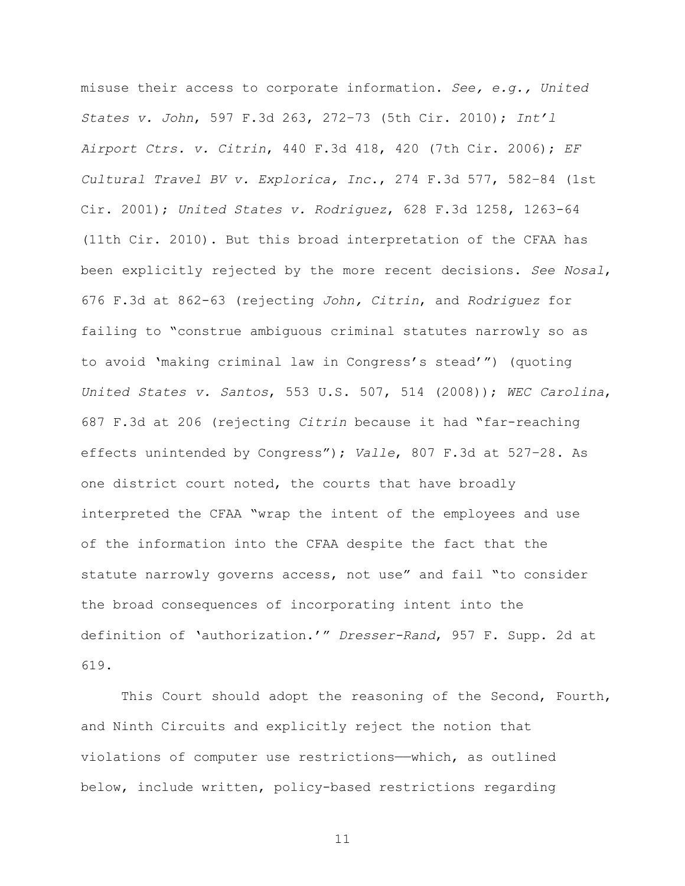misuse their access to corporate information. *See, e.g.*, *United States v. John*, 597 F.3d 263, 272–73 (5th Cir. 2010); *Int'l Airport Ctrs. v. Citrin*, 440 F.3d 418, 420 (7th Cir. 2006); *EF Cultural Travel BV v. Explorica, Inc.*, 274 F.3d 577, 582–84 (1st Cir. 2001); *United States v. Rodriguez*, 628 F.3d 1258, 1263-64 (11th Cir. 2010). But this broad interpretation of the CFAA has been explicitly rejected by the more recent decisions. *See Nosal*, 676 F.3d at 862-63 (rejecting *John, Citrin*, and *Rodriguez* for failing to "construe ambiguous criminal statutes narrowly so as to avoid 'making criminal law in Congress's stead'") (quoting *United States v. Santos*, 553 U.S. 507, 514 (2008)); *WEC Carolina*, 687 F.3d at 206 (rejecting *Citrin* because it had "far-reaching effects unintended by Congress"); *Valle*, 807 F.3d at 527–28. As one district court noted, the courts that have broadly interpreted the CFAA "wrap the intent of the employees and use of the information into the CFAA despite the fact that the statute narrowly governs access, not use" and fail "to consider the broad consequences of incorporating intent into the definition of 'authorization.'" *Dresser-Rand*, 957 F. Supp. 2d at 619.

This Court should adopt the reasoning of the Second, Fourth, and Ninth Circuits and explicitly reject the notion that violations of computer use restrictions——which, as outlined below, include written, policy-based restrictions regarding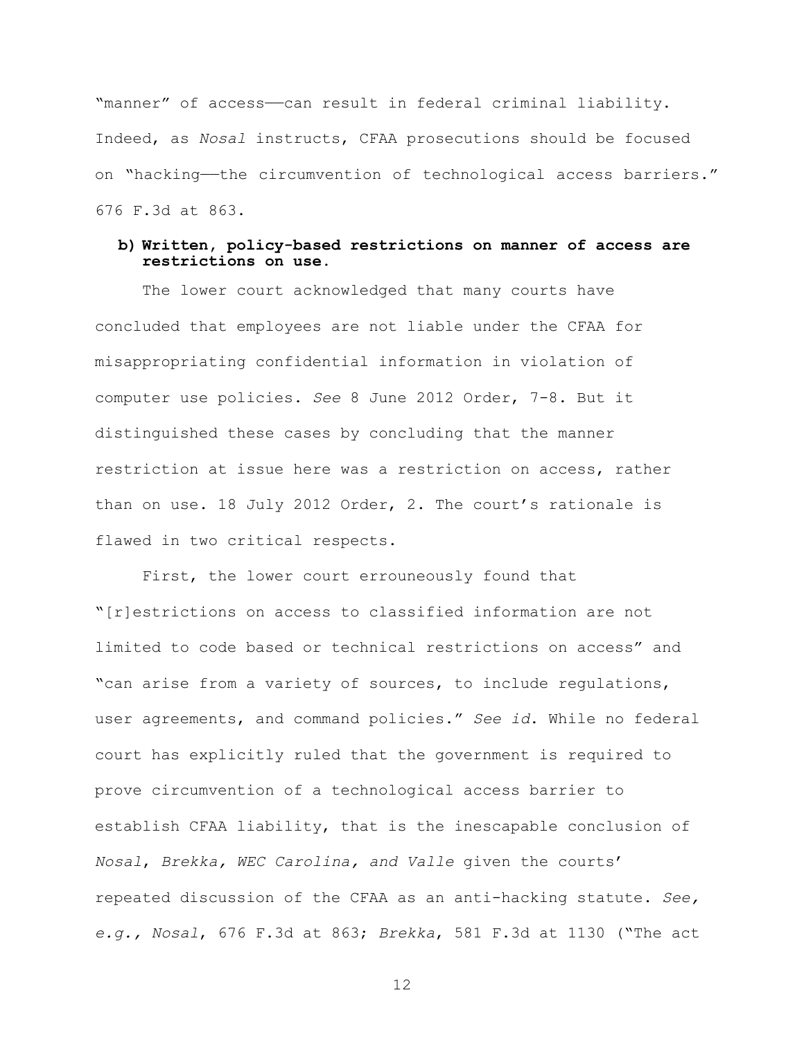"manner" of access——can result in federal criminal liability. Indeed, as *Nosal* instructs, CFAA prosecutions should be focused on "hacking——the circumvention of technological access barriers." 676 F.3d at 863.

**b) Written, policy-based restrictions on manner of access are restrictions on use.**

The lower court acknowledged that many courts have concluded that employees are not liable under the CFAA for misappropriating confidential information in violation of computer use policies. *See* 8 June 2012 Order, 7-8. But it distinguished these cases by concluding that the manner restriction at issue here was a restriction on access, rather than on use. 18 July 2012 Order, 2. The court's rationale is flawed in two critical respects.

First, the lower court errouneously found that "[r]estrictions on access to classified information are not limited to code based or technical restrictions on access" and "can arise from a variety of sources, to include regulations, user agreements, and command policies." *See id*. While no federal court has explicitly ruled that the government is required to prove circumvention of a technological access barrier to establish CFAA liability, that is the inescapable conclusion of *Nosal*, *Brekka, WEC Carolina, and Valle* given the courts' repeated discussion of the CFAA as an anti-hacking statute. *See, e.g., Nosal*, 676 F.3d at 863; *Brekka*, 581 F.3d at 1130 ("The act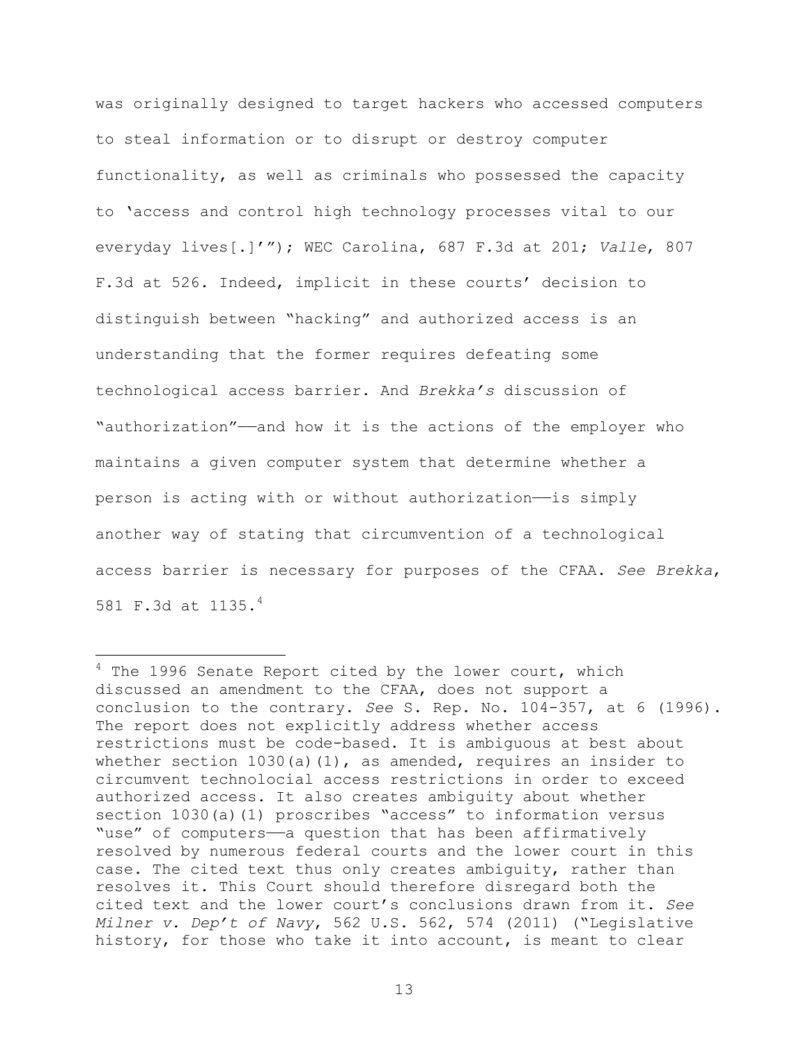was originally designed to target hackers who accessed computers to steal information or to disrupt or destroy computer functionality, as well as criminals who possessed the capacity to 'access and control high technology processes vital to our everyday lives[.]'"); WEC Carolina, 687 F.3d at 201; *Valle*, 807 F.3d at 526. Indeed, implicit in these courts' decision to distinguish between "hacking" and authorized access is an understanding that the former requires defeating some technological access barrier. And *Brekka's* discussion of "authorization"——and how it is the actions of the employer who maintains a given computer system that determine whether a person is acting with or without authorization——is simply another way of stating that circumvention of a technological access barrier is necessary for purposes of the CFAA. *See Brekka*, 581 F.3d at 1135.[4]

---

[4] The 1996 Senate Report cited by the lower court, which discussed an amendment to the CFAA, does not support a conclusion to the contrary. *See* S. Rep. No. 104-357, at 6 (1996). The report does not explicitly address whether access restrictions must be code-based. It is ambiguous at best about whether section 1030(a)(1), as amended, requires an insider to circumvent technolocial access restrictions in order to exceed authorized access. It also creates ambiguity about whether section 1030(a)(1) proscribes "access" to information versus "use" of computers——a question that has been affirmatively resolved by numerous federal courts and the lower court in this case. The cited text thus only creates ambiguity, rather than resolves it. This Court should therefore disregard both the cited text and the lower court's conclusions drawn from it. *See Milner v. Dep't of Navy*, 562 U.S. 562, 574 (2011) ("Legislative history, for those who take it into account, is meant to clear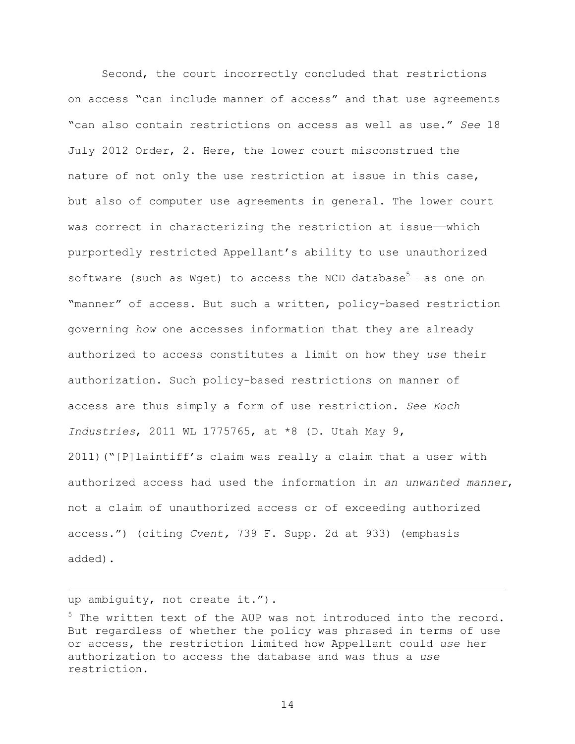Second, the court incorrectly concluded that restrictions on access "can include manner of access" and that use agreements "can also contain restrictions on access as well as use." *See* 18 July 2012 Order, 2. Here, the lower court misconstrued the nature of not only the use restriction at issue in this case, but also of computer use agreements in general. The lower court was correct in characterizing the restriction at issue——which purportedly restricted Appellant's ability to use unauthorized software (such as Wget) to access the NCD database[5]——as one on "manner" of access. But such a written, policy-based restriction governing *how* one accesses information that they are already authorized to access constitutes a limit on how they *use* their authorization. Such policy-based restrictions on manner of access are thus simply a form of use restriction. *See Koch Industries*, 2011 WL 1775765, at *8 (D. Utah May 9, 2011)("[P]laintiff's claim was really a claim that a user with authorized access had used the information in *an unwanted manner*, not a claim of unauthorized access or of exceeding authorized access.") (citing *Cvent,* 739 F. Supp. 2d at 933) (emphasis added).

---

up ambiguity, not create it.").

[5] The written text of the AUP was not introduced into the record. But regardless of whether the policy was phrased in terms of use or access, the restriction limited how Appellant could *use* her authorization to access the database and was thus a *use* restriction.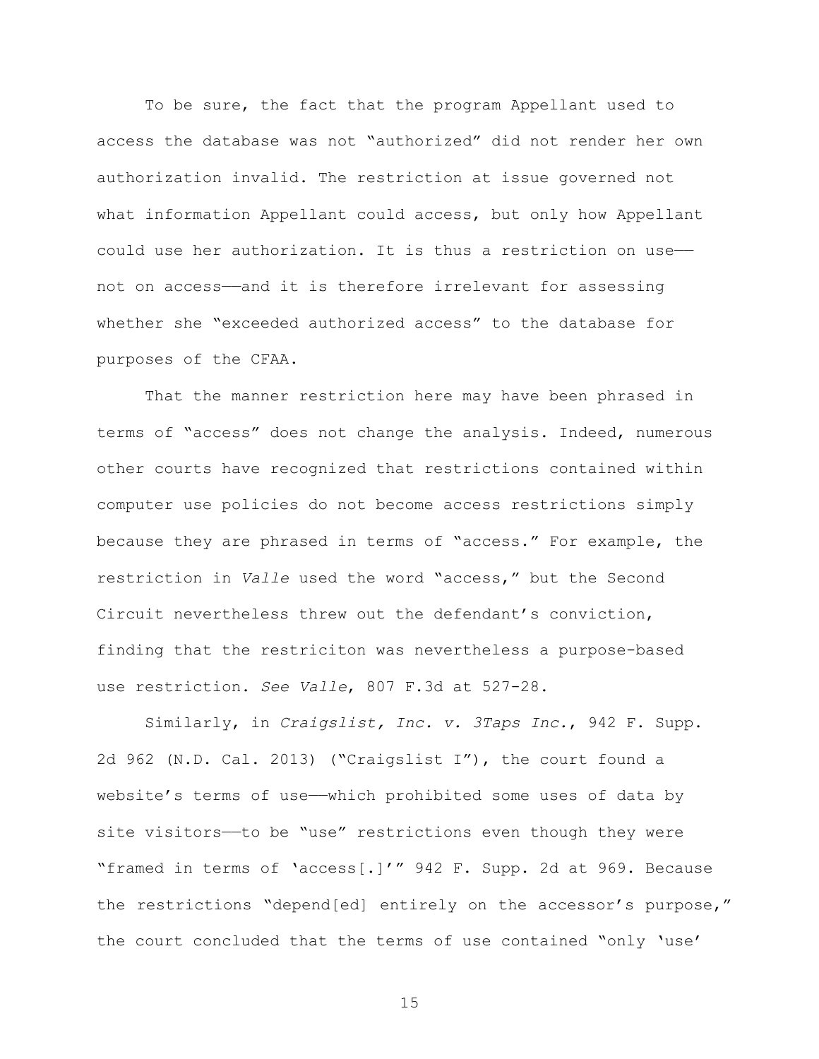To be sure, the fact that the program Appellant used to access the database was not "authorized" did not render her own authorization invalid. The restriction at issue governed not what information Appellant could access, but only how Appellant could use her authorization. It is thus a restriction on use—not on access—and it is therefore irrelevant for assessing whether she "exceeded authorized access" to the database for purposes of the CFAA.

That the manner restriction here may have been phrased in terms of "access" does not change the analysis. Indeed, numerous other courts have recognized that restrictions contained within computer use policies do not become access restrictions simply because they are phrased in terms of "access." For example, the restriction in *Valle* used the word "access," but the Second Circuit nevertheless threw out the defendant's conviction, finding that the restriciton was nevertheless a purpose-based use restriction. *See Valle*, 807 F.3d at 527-28.

Similarly, in *Craigslist, Inc. v. 3Taps Inc.*, 942 F. Supp. 2d 962 (N.D. Cal. 2013) ("Craigslist I"), the court found a website's terms of use—which prohibited some uses of data by site visitors—to be "use" restrictions even though they were "framed in terms of 'access[.]'" 942 F. Supp. 2d at 969. Because the restrictions "depend[ed] entirely on the accessor's purpose," the court concluded that the terms of use contained "only 'use'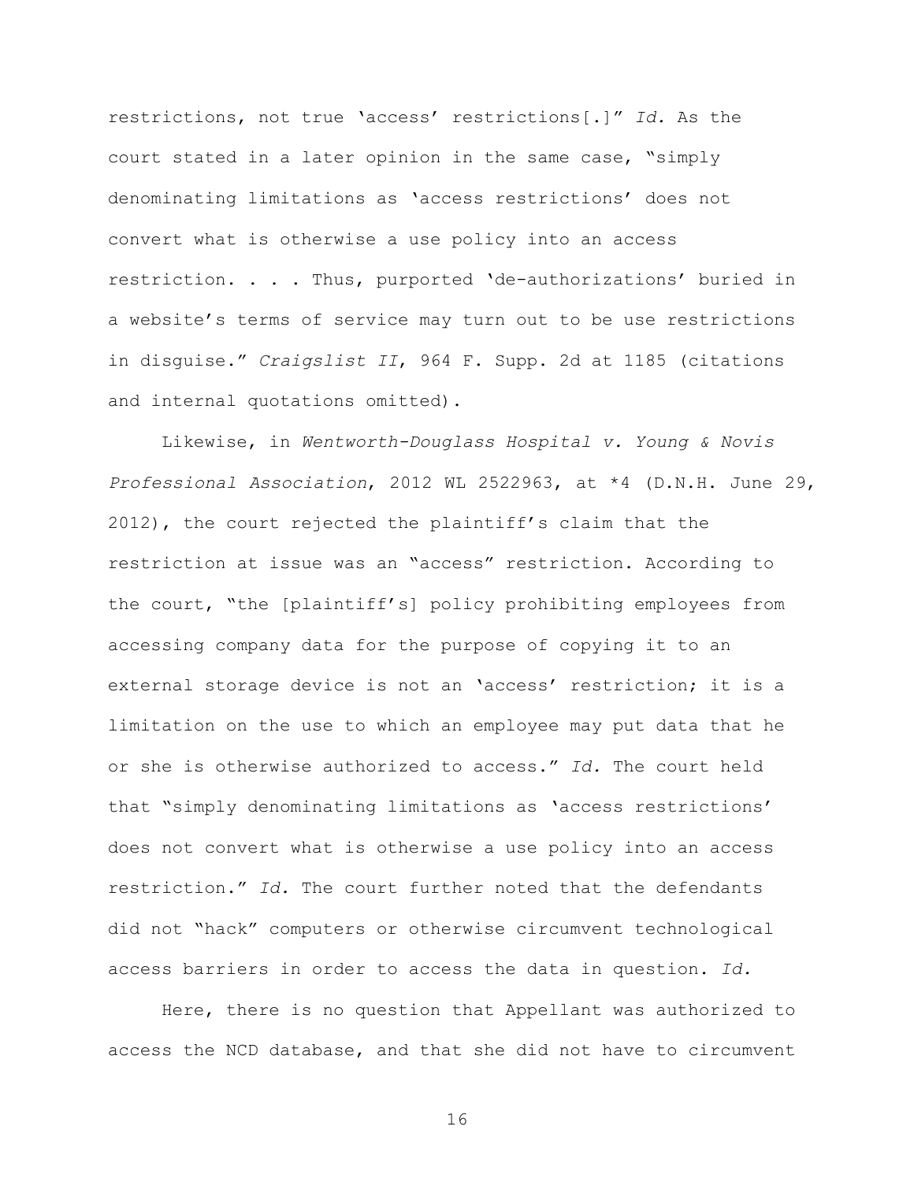restrictions, not true 'access' restrictions[.]" *Id.* As the court stated in a later opinion in the same case, "simply denominating limitations as 'access restrictions' does not convert what is otherwise a use policy into an access restriction. . . . Thus, purported 'de-authorizations' buried in a website's terms of service may turn out to be use restrictions in disguise." *Craigslist II*, 964 F. Supp. 2d at 1185 (citations and internal quotations omitted).

Likewise, in *Wentworth-Douglass Hospital v. Young & Novis Professional Association*, 2012 WL 2522963, at *4 (D.N.H. June 29, 2012), the court rejected the plaintiff's claim that the restriction at issue was an "access" restriction. According to the court, "the [plaintiff's] policy prohibiting employees from accessing company data for the purpose of copying it to an external storage device is not an 'access' restriction; it is a limitation on the use to which an employee may put data that he or she is otherwise authorized to access." *Id.* The court held that "simply denominating limitations as 'access restrictions' does not convert what is otherwise a use policy into an access restriction." *Id.* The court further noted that the defendants did not "hack" computers or otherwise circumvent technological access barriers in order to access the data in question. *Id.*

Here, there is no question that Appellant was authorized to access the NCD database, and that she did not have to circumvent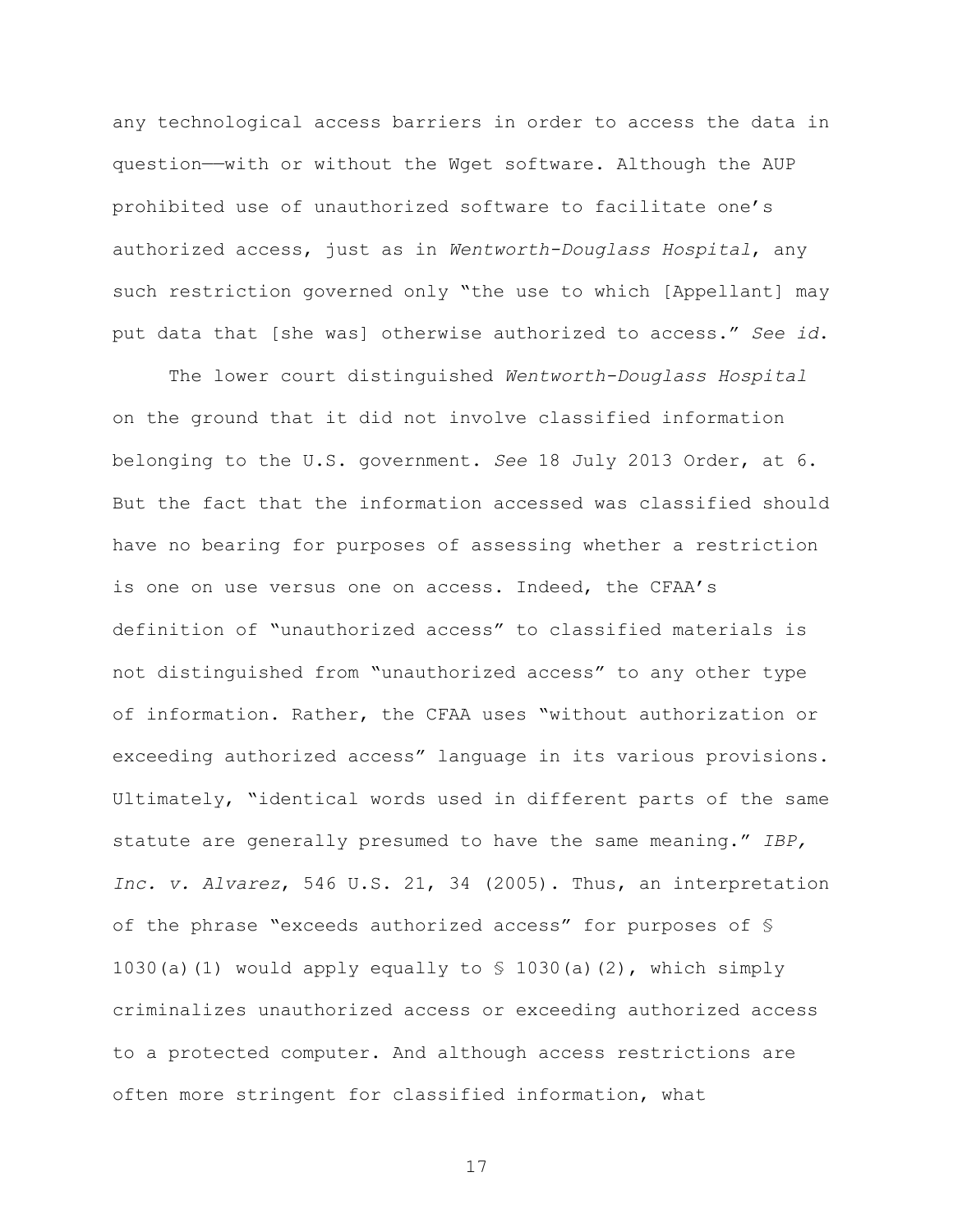any technological access barriers in order to access the data in question——with or without the Wget software. Although the AUP prohibited use of unauthorized software to facilitate one's authorized access, just as in *Wentworth-Douglass Hospital*, any such restriction governed only "the use to which [Appellant] may put data that [she was] otherwise authorized to access." *See id*.

The lower court distinguished *Wentworth-Douglass Hospital* on the ground that it did not involve classified information belonging to the U.S. government. *See* 18 July 2013 Order, at 6. But the fact that the information accessed was classified should have no bearing for purposes of assessing whether a restriction is one on use versus one on access. Indeed, the CFAA's definition of "unauthorized access" to classified materials is not distinguished from "unauthorized access" to any other type of information. Rather, the CFAA uses "without authorization or exceeding authorized access" language in its various provisions. Ultimately, "identical words used in different parts of the same statute are generally presumed to have the same meaning." *IBP, Inc. v. Alvarez*, 546 U.S. 21, 34 (2005). Thus, an interpretation of the phrase "exceeds authorized access" for purposes of § 1030(a)(1) would apply equally to § 1030(a)(2), which simply criminalizes unauthorized access or exceeding authorized access to a protected computer. And although access restrictions are often more stringent for classified information, what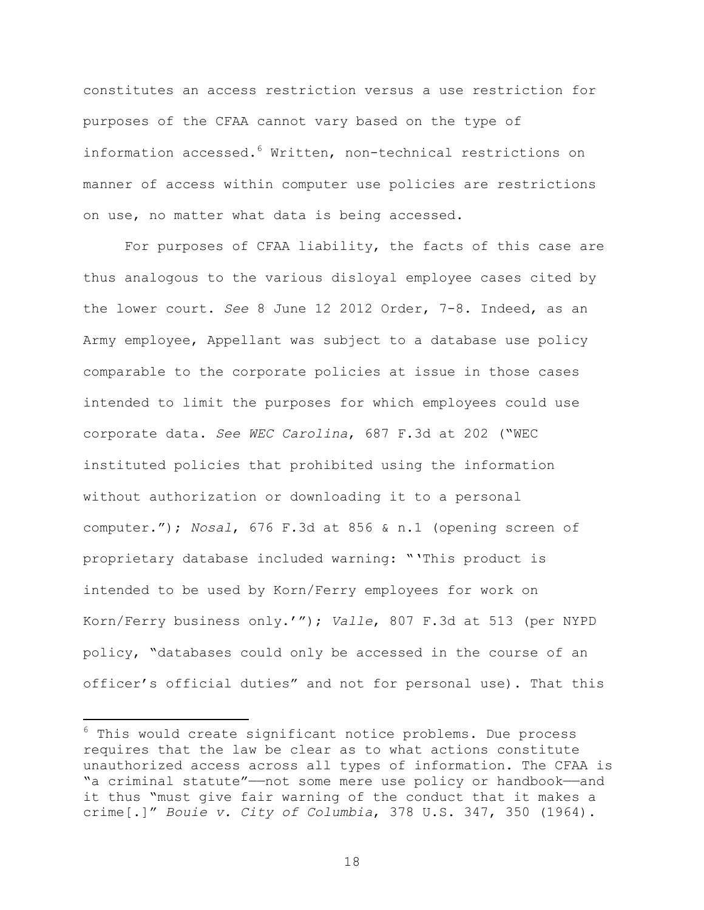constitutes an access restriction versus a use restriction for purposes of the CFAA cannot vary based on the type of information accessed.[6] Written, non-technical restrictions on manner of access within computer use policies are restrictions on use, no matter what data is being accessed.

For purposes of CFAA liability, the facts of this case are thus analogous to the various disloyal employee cases cited by the lower court. *See* 8 June 12 2012 Order, 7-8. Indeed, as an Army employee, Appellant was subject to a database use policy comparable to the corporate policies at issue in those cases intended to limit the purposes for which employees could use corporate data. *See WEC Carolina*, 687 F.3d at 202 ("WEC instituted policies that prohibited using the information without authorization or downloading it to a personal computer."); *Nosal*, 676 F.3d at 856 & n.1 (opening screen of proprietary database included warning: "'This product is intended to be used by Korn/Ferry employees for work on Korn/Ferry business only.'"); *Valle*, 807 F.3d at 513 (per NYPD policy, "databases could only be accessed in the course of an officer's official duties" and not for personal use). That this

---

[6] This would create significant notice problems. Due process requires that the law be clear as to what actions constitute unauthorized access across all types of information. The CFAA is "a criminal statute"——not some mere use policy or handbook——and it thus "must give fair warning of the conduct that it makes a crime[.]" *Bouie v. City of Columbia*, 378 U.S. 347, 350 (1964).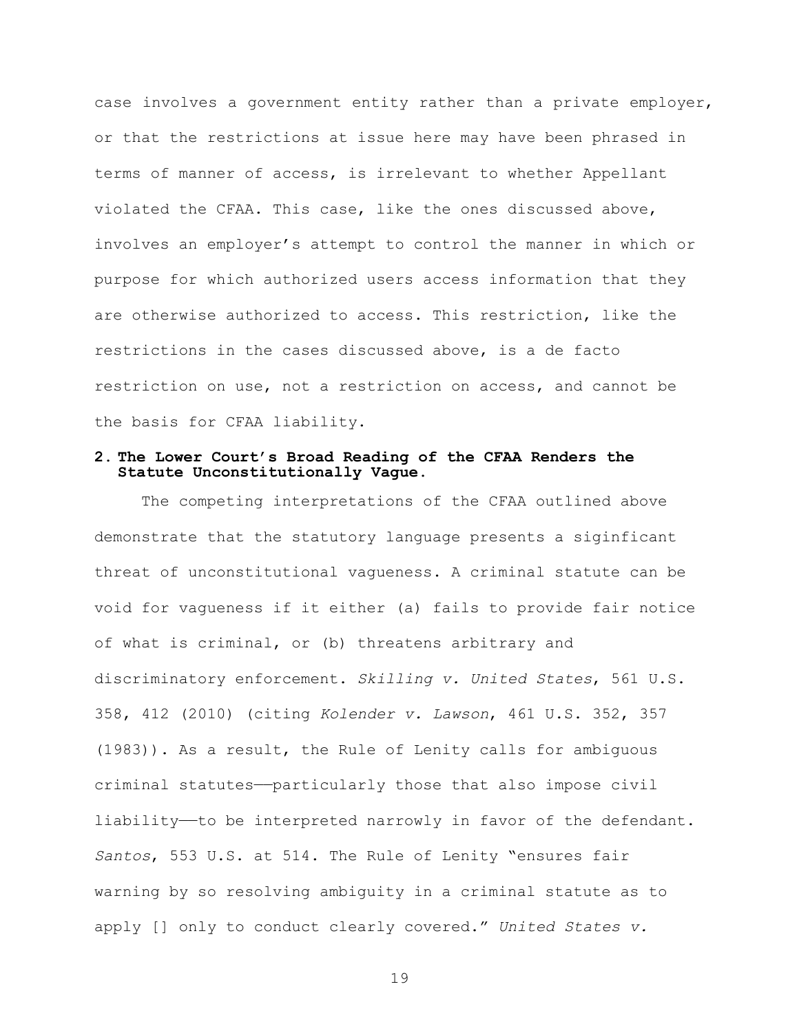case involves a government entity rather than a private employer, or that the restrictions at issue here may have been phrased in terms of manner of access, is irrelevant to whether Appellant violated the CFAA. This case, like the ones discussed above, involves an employer's attempt to control the manner in which or purpose for which authorized users access information that they are otherwise authorized to access. This restriction, like the restrictions in the cases discussed above, is a de facto restriction on use, not a restriction on access, and cannot be the basis for CFAA liability.

**2. The Lower Court's Broad Reading of the CFAA Renders the Statute Unconstitutionally Vague.**

The competing interpretations of the CFAA outlined above demonstrate that the statutory language presents a siginficant threat of unconstitutional vagueness. A criminal statute can be void for vagueness if it either (a) fails to provide fair notice of what is criminal, or (b) threatens arbitrary and discriminatory enforcement. *Skilling v. United States*, 561 U.S. 358, 412 (2010) (citing *Kolender v. Lawson*, 461 U.S. 352, 357 (1983)). As a result, the Rule of Lenity calls for ambiguous criminal statutes——particularly those that also impose civil liability——to be interpreted narrowly in favor of the defendant. *Santos*, 553 U.S. at 514. The Rule of Lenity "ensures fair warning by so resolving ambiguity in a criminal statute as to apply [] only to conduct clearly covered." *United States v.*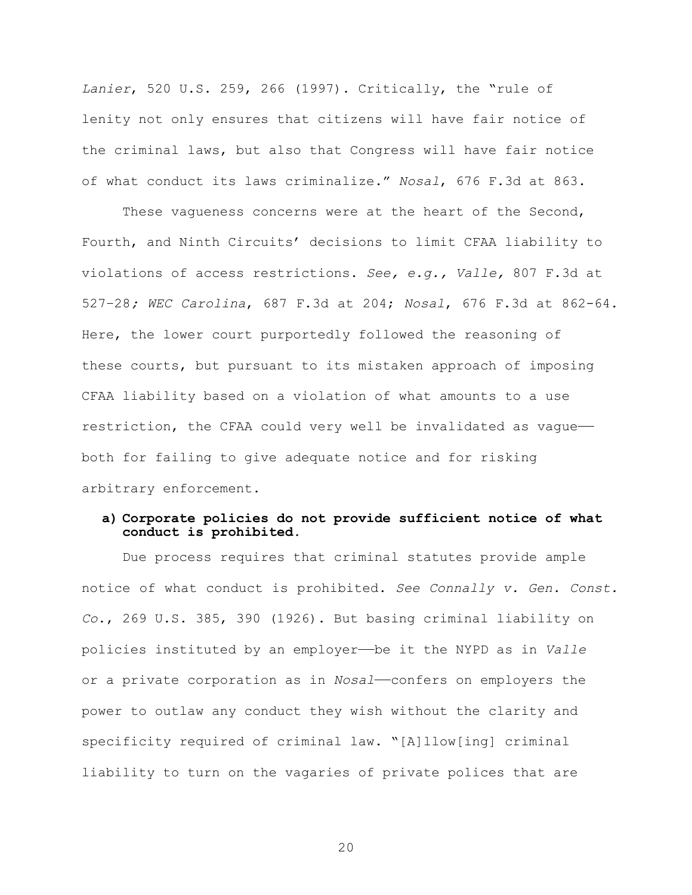*Lanier*, 520 U.S. 259, 266 (1997). Critically, the "rule of lenity not only ensures that citizens will have fair notice of the criminal laws, but also that Congress will have fair notice of what conduct its laws criminalize." *Nosal*, 676 F.3d at 863.

These vagueness concerns were at the heart of the Second, Fourth, and Ninth Circuits' decisions to limit CFAA liability to violations of access restrictions. *See, e.g., Valle,* 807 F.3d at 527–28*; WEC Carolina*, 687 F.3d at 204; *Nosal*, 676 F.3d at 862-64. Here, the lower court purportedly followed the reasoning of these courts, but pursuant to its mistaken approach of imposing CFAA liability based on a violation of what amounts to a use restriction, the CFAA could very well be invalidated as vague—— both for failing to give adequate notice and for risking arbitrary enforcement.

**a) Corporate policies do not provide sufficient notice of what conduct is prohibited.**

Due process requires that criminal statutes provide ample notice of what conduct is prohibited. *See Connally v. Gen. Const. Co.*, 269 U.S. 385, 390 (1926). But basing criminal liability on policies instituted by an employer——be it the NYPD as in *Valle* or a private corporation as in *Nosal*——confers on employers the power to outlaw any conduct they wish without the clarity and specificity required of criminal law. "[A]llow[ing] criminal liability to turn on the vagaries of private polices that are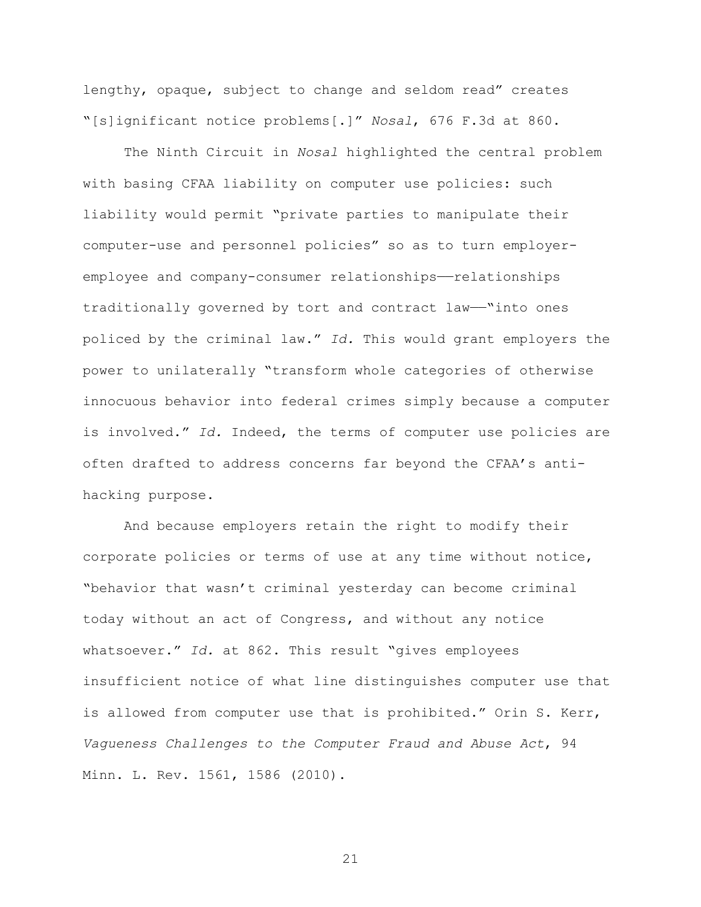lengthy, opaque, subject to change and seldom read" creates "[s]ignificant notice problems[.]" *Nosal*, 676 F.3d at 860.

The Ninth Circuit in *Nosal* highlighted the central problem with basing CFAA liability on computer use policies: such liability would permit "private parties to manipulate their computer-use and personnel policies" so as to turn employer-employee and company-consumer relationships——relationships traditionally governed by tort and contract law——"into ones policed by the criminal law." *Id.* This would grant employers the power to unilaterally "transform whole categories of otherwise innocuous behavior into federal crimes simply because a computer is involved." *Id.* Indeed, the terms of computer use policies are often drafted to address concerns far beyond the CFAA's anti-hacking purpose.

And because employers retain the right to modify their corporate policies or terms of use at any time without notice, "behavior that wasn't criminal yesterday can become criminal today without an act of Congress, and without any notice whatsoever." *Id.* at 862. This result "gives employees insufficient notice of what line distinguishes computer use that is allowed from computer use that is prohibited." Orin S. Kerr, *Vagueness Challenges to the Computer Fraud and Abuse Act*, 94 Minn. L. Rev. 1561, 1586 (2010).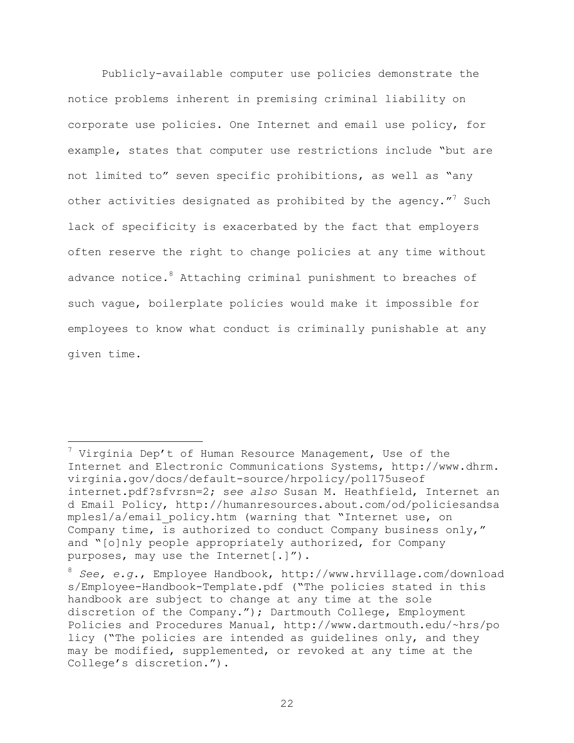Publicly-available computer use policies demonstrate the notice problems inherent in premising criminal liability on corporate use policies. One Internet and email use policy, for example, states that computer use restrictions include "but are not limited to" seven specific prohibitions, as well as "any other activities designated as prohibited by the agency."[7] Such lack of specificity is exacerbated by the fact that employers often reserve the right to change policies at any time without advance notice.[8] Attaching criminal punishment to breaches of such vague, boilerplate policies would make it impossible for employees to know what conduct is criminally punishable at any given time.

---

[7] Virginia Dep't of Human Resource Management, Use of the Internet and Electronic Communications Systems, http://www.dhrm.virginia.gov/docs/default-source/hrpolicy/pol175useofinternet.pdf?sfvrsn=2; *see also* Susan M. Heathfield, Internet and Email Policy, http://humanresources.about.com/od/policiesandsamples1/a/email_policy.htm (warning that "Internet use, on Company time, is authorized to conduct Company business only," and "[o]nly people appropriately authorized, for Company purposes, may use the Internet[.]").

[8] *See, e.g.*, Employee Handbook, http://www.hrvillage.com/downloads/Employee-Handbook-Template.pdf ("The policies stated in this handbook are subject to change at any time at the sole discretion of the Company."); Dartmouth College, Employment Policies and Procedures Manual, http://www.dartmouth.edu/~hrs/policy ("The policies are intended as guidelines only, and they may be modified, supplemented, or revoked at any time at the College's discretion.").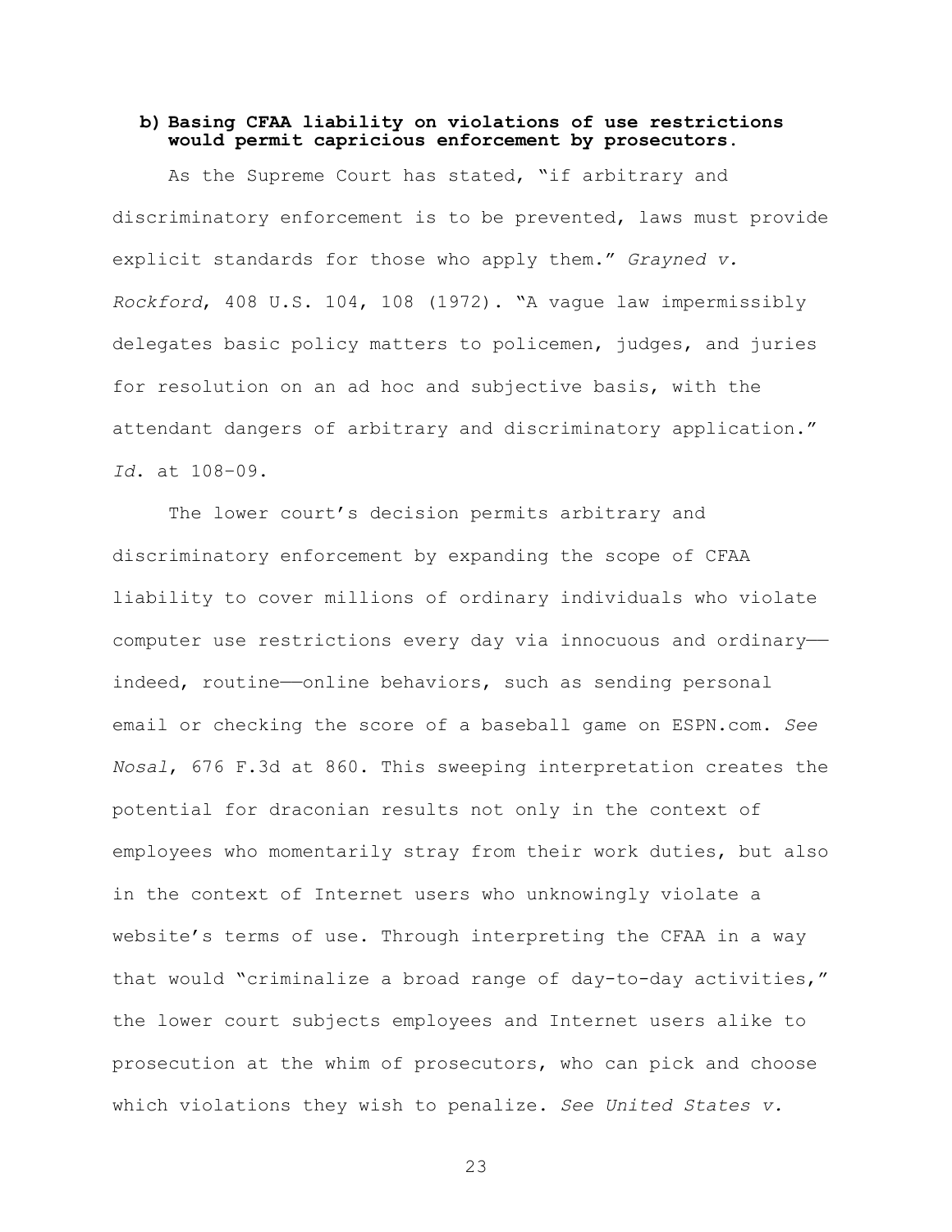**b) Basing CFAA liability on violations of use restrictions would permit capricious enforcement by prosecutors.**

As the Supreme Court has stated, "if arbitrary and discriminatory enforcement is to be prevented, laws must provide explicit standards for those who apply them." *Grayned v. Rockford*, 408 U.S. 104, 108 (1972). "A vague law impermissibly delegates basic policy matters to policemen, judges, and juries for resolution on an ad hoc and subjective basis, with the attendant dangers of arbitrary and discriminatory application." *Id*. at 108–09.

The lower court's decision permits arbitrary and discriminatory enforcement by expanding the scope of CFAA liability to cover millions of ordinary individuals who violate computer use restrictions every day via innocuous and ordinary——indeed, routine——online behaviors, such as sending personal email or checking the score of a baseball game on ESPN.com. *See Nosal*, 676 F.3d at 860. This sweeping interpretation creates the potential for draconian results not only in the context of employees who momentarily stray from their work duties, but also in the context of Internet users who unknowingly violate a website's terms of use. Through interpreting the CFAA in a way that would "criminalize a broad range of day-to-day activities," the lower court subjects employees and Internet users alike to prosecution at the whim of prosecutors, who can pick and choose which violations they wish to penalize. *See United States v.*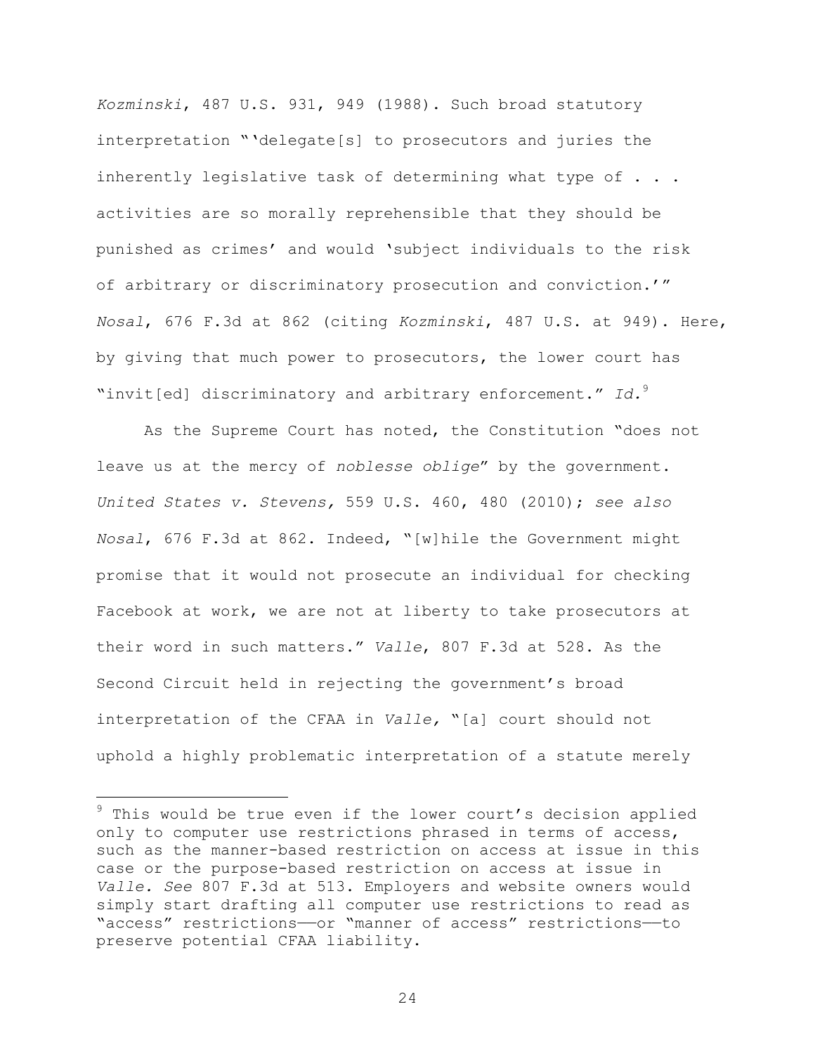*Kozminski*, 487 U.S. 931, 949 (1988). Such broad statutory interpretation "'delegate[s] to prosecutors and juries the inherently legislative task of determining what type of . . . activities are so morally reprehensible that they should be punished as crimes' and would 'subject individuals to the risk of arbitrary or discriminatory prosecution and conviction.'" *Nosal*, 676 F.3d at 862 (citing *Kozminski*, 487 U.S. at 949). Here, by giving that much power to prosecutors, the lower court has "invit[ed] discriminatory and arbitrary enforcement." *Id.*[9]

As the Supreme Court has noted, the Constitution "does not leave us at the mercy of *noblesse oblige*" by the government. *United States v. Stevens,* 559 U.S. 460, 480 (2010); *see also Nosal*, 676 F.3d at 862. Indeed, "[w]hile the Government might promise that it would not prosecute an individual for checking Facebook at work, we are not at liberty to take prosecutors at their word in such matters." *Valle*, 807 F.3d at 528. As the Second Circuit held in rejecting the government's broad interpretation of the CFAA in *Valle,* "[a] court should not uphold a highly problematic interpretation of a statute merely

[9] This would be true even if the lower court's decision applied only to computer use restrictions phrased in terms of access, such as the manner-based restriction on access at issue in this case or the purpose-based restriction on access at issue in *Valle. See* 807 F.3d at 513. Employers and website owners would simply start drafting all computer use restrictions to read as "access" restrictions——or "manner of access" restrictions——to preserve potential CFAA liability.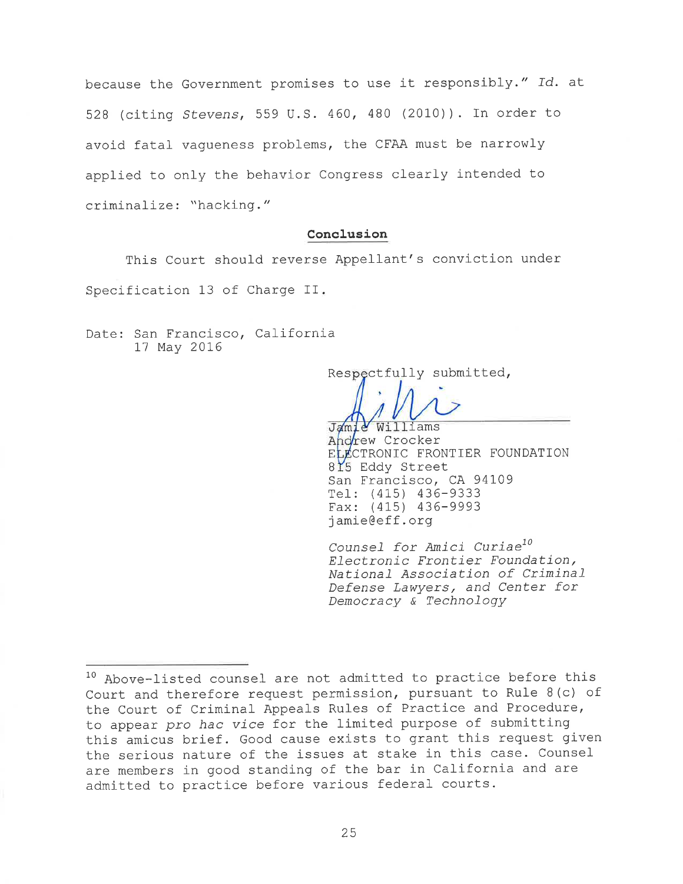because the Government promises to use it responsibly." *Id.* at 528 (citing *Stevens*, 559 U.S. 460, 480 (2010)). In order to avoid fatal vagueness problems, the CFAA must be narrowly applied to only the behavior Congress clearly intended to criminalize: "hacking."

## Conclusion

This Court should reverse Appellant's conviction under Specification 13 of Charge II.

Date: San Francisco, California
17 May 2016

Respectfully submitted,

Jamie Williams
Andrew Crocker
ELECTRONIC FRONTIER FOUNDATION
815 Eddy Street
San Francisco, CA 94109
Tel: (415) 436-9333
Fax: (415) 436-9993
jamie@eff.org

*Counsel for Amici Curiae*[10]
*Electronic Frontier Foundation, National Association of Criminal Defense Lawyers, and Center for Democracy & Technology*

---

[10] Above-listed counsel are not admitted to practice before this Court and therefore request permission, pursuant to Rule 8(c) of the Court of Criminal Appeals Rules of Practice and Procedure, to appear *pro hac vice* for the limited purpose of submitting this amicus brief. Good cause exists to grant this request given the serious nature of the issues at stake in this case. Counsel are members in good standing of the bar in California and are admitted to practice before various federal courts.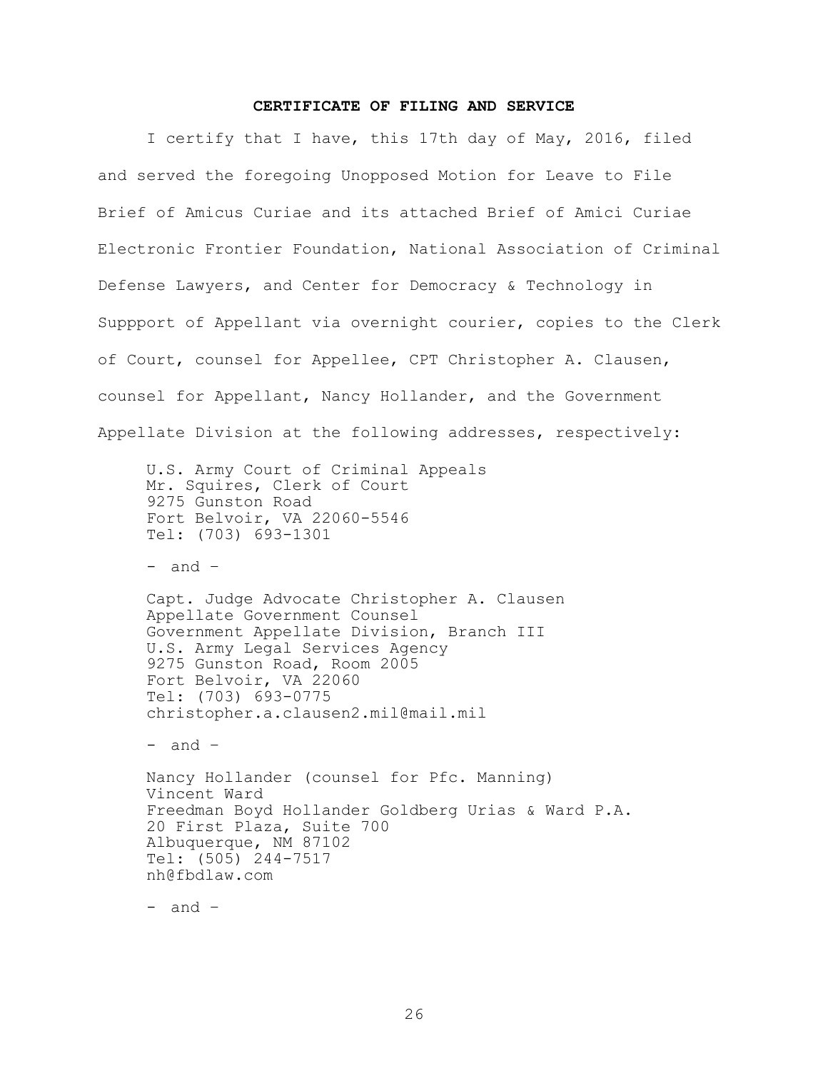**CERTIFICATE OF FILING AND SERVICE**

I certify that I have, this 17th day of May, 2016, filed and served the foregoing Unopposed Motion for Leave to File Brief of Amicus Curiae and its attached Brief of Amici Curiae Electronic Frontier Foundation, National Association of Criminal Defense Lawyers, and Center for Democracy & Technology in Suppport of Appellant via overnight courier, copies to the Clerk of Court, counsel for Appellee, CPT Christopher A. Clausen, counsel for Appellant, Nancy Hollander, and the Government Appellate Division at the following addresses, respectively:

U.S. Army Court of Criminal Appeals
Mr. Squires, Clerk of Court
9275 Gunston Road
Fort Belvoir, VA 22060-5546
Tel: (703) 693-1301

\- and –

Capt. Judge Advocate Christopher A. Clausen
Appellate Government Counsel
Government Appellate Division, Branch III
U.S. Army Legal Services Agency
9275 Gunston Road, Room 2005
Fort Belvoir, VA 22060
Tel: (703) 693-0775
christopher.a.clausen2.mil@mail.mil

\- and –

Nancy Hollander (counsel for Pfc. Manning)
Vincent Ward
Freedman Boyd Hollander Goldberg Urias & Ward P.A.
20 First Plaza, Suite 700
Albuquerque, NM 87102
Tel: (505) 244-7517
nh@fbdlaw.com

\- and –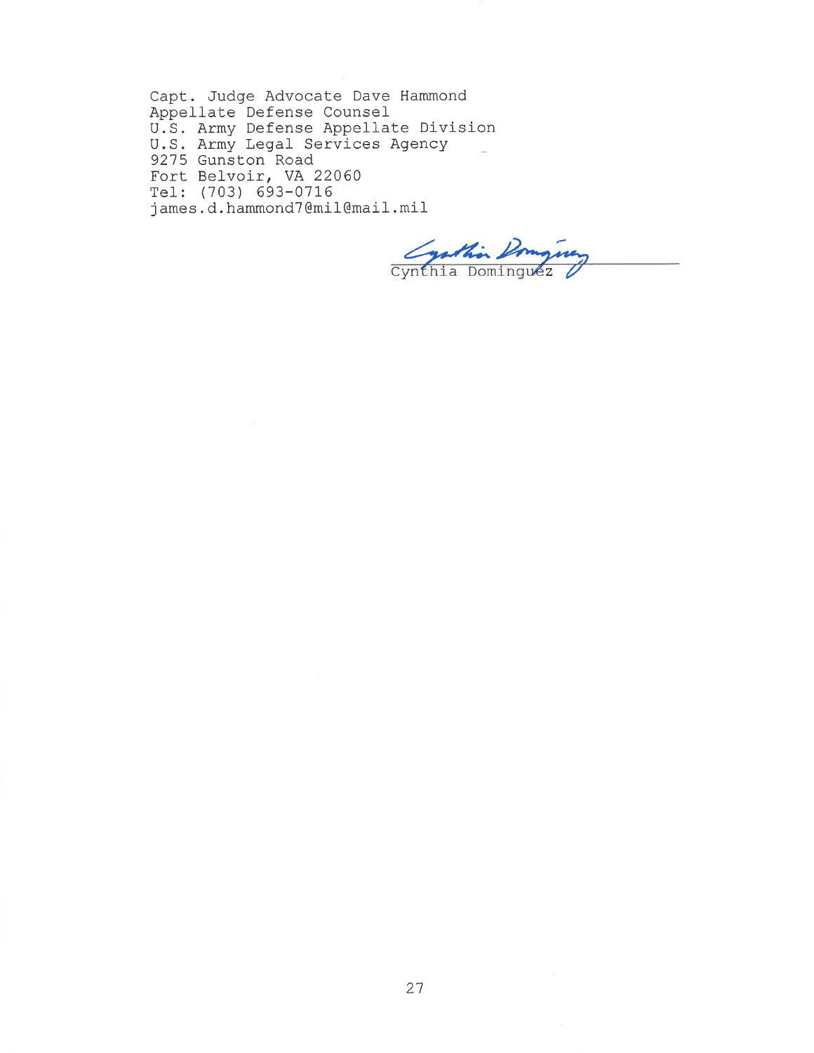Capt. Judge Advocate Dave Hammond
Appellate Defense Counsel
U.S. Army Defense Appellate Division
U.S. Army Legal Services Agency
9275 Gunston Road
Fort Belvoir, VA 22060
Tel: (703) 693-0716
james.d.hammond7@mil@mail.mil

Cynthia Dominguez